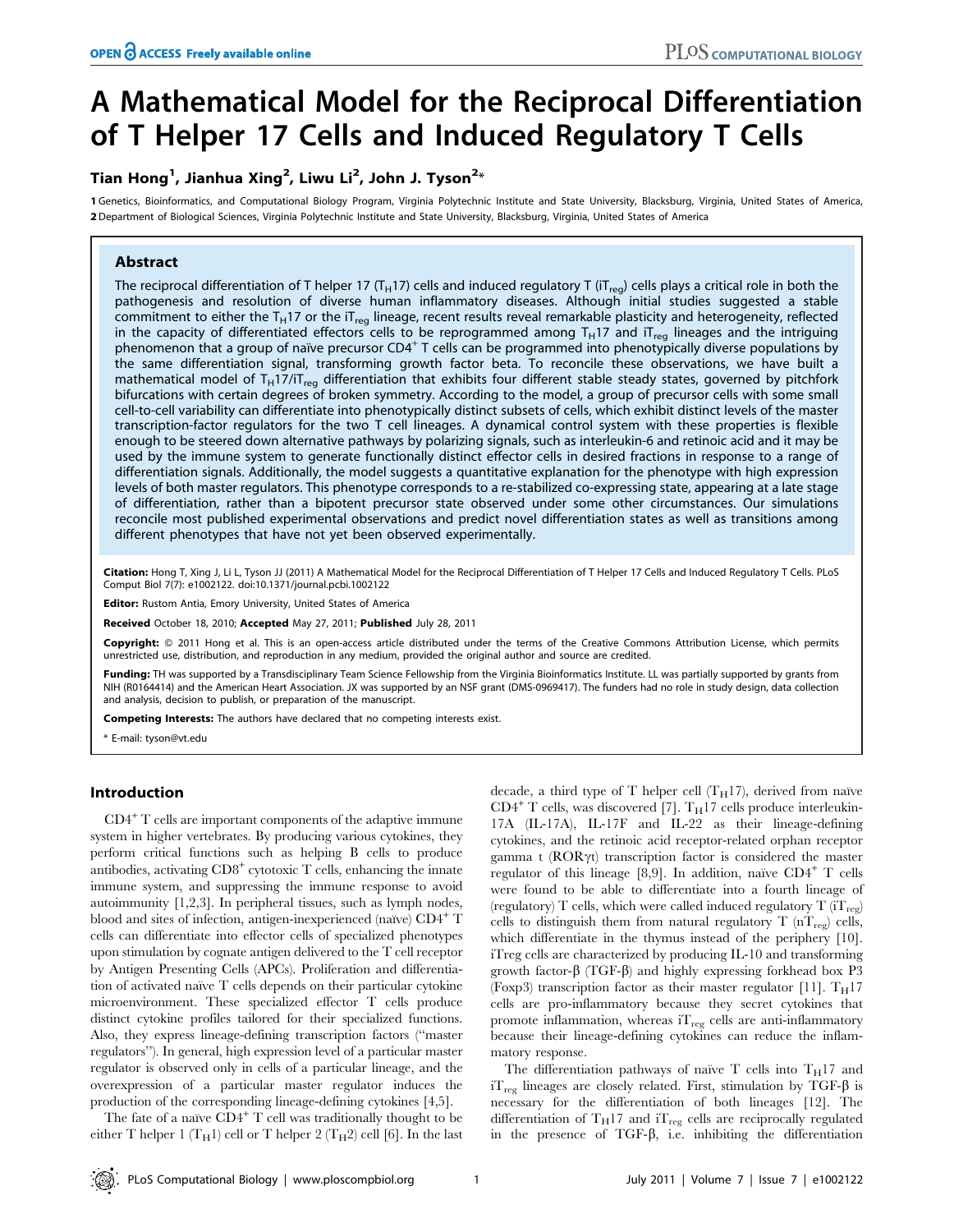# A Mathematical Model for the Reciprocal Differentiation of T Helper 17 Cells and Induced Regulatory T Cells

**Tian Hong[1], Jianhua Xing[2], Liwu Li[2], John J. Tyson[2]***

**1** Genetics, Bioinformatics, and Computational Biology Program, Virginia Polytechnic Institute and State University, Blacksburg, Virginia, United States of America, **2** Department of Biological Sciences, Virginia Polytechnic Institute and State University, Blacksburg, Virginia, United States of America

## Abstract

The reciprocal differentiation of T helper 17 ($T_H17$) cells and induced regulatory T ($iT_{reg}$) cells plays a critical role in both the pathogenesis and resolution of diverse human inflammatory diseases. Although initial studies suggested a stable commitment to either the $T_H17$ or the $iT_{reg}$ lineage, recent results reveal remarkable plasticity and heterogeneity, reflected in the capacity of differentiated effectors cells to be reprogrammed among $T_H17$ and $iT_{reg}$ lineages and the intriguing phenomenon that a group of naïve precursor $CD4^+$ T cells can be programmed into phenotypically diverse populations by the same differentiation signal, transforming growth factor beta. To reconcile these observations, we have built a mathematical model of $T_H17/iT_{reg}$ differentiation that exhibits four different stable steady states, governed by pitchfork bifurcations with certain degrees of broken symmetry. According to the model, a group of precursor cells with some small cell-to-cell variability can differentiate into phenotypically distinct subsets of cells, which exhibit distinct levels of the master transcription-factor regulators for the two T cell lineages. A dynamical control system with these properties is flexible enough to be steered down alternative pathways by polarizing signals, such as interleukin-6 and retinoic acid and it may be used by the immune system to generate functionally distinct effector cells in desired fractions in response to a range of differentiation signals. Additionally, the model suggests a quantitative explanation for the phenotype with high expression levels of both master regulators. This phenotype corresponds to a re-stabilized co-expressing state, appearing at a late stage of differentiation, rather than a bipotent precursor state observed under some other circumstances. Our simulations reconcile most published experimental observations and predict novel differentiation states as well as transitions among different phenotypes that have not yet been observed experimentally.

**Citation:** Hong T, Xing J, Li L, Tyson JJ (2011) A Mathematical Model for the Reciprocal Differentiation of T Helper 17 Cells and Induced Regulatory T Cells. PLoS Comput Biol 7(7): e1002122. doi:10.1371/journal.pcbi.1002122

**Editor:** Rustom Antia, Emory University, United States of America

**Received** October 18, 2010; **Accepted** May 27, 2011; **Published** July 28, 2011

**Copyright:** © 2011 Hong et al. This is an open-access article distributed under the terms of the Creative Commons Attribution License, which permits unrestricted use, distribution, and reproduction in any medium, provided the original author and source are credited.

**Funding:** TH was supported by a Transdisciplinary Team Science Fellowship from the Virginia Bioinformatics Institute. LL was partially supported by grants from NIH (R0164414) and the American Heart Association. JX was supported by an NSF grant (DMS-0969417). The funders had no role in study design, data collection and analysis, decision to publish, or preparation of the manuscript.

**Competing Interests:** The authors have declared that no competing interests exist.

\* E-mail: tyson@vt.edu

## Introduction

$CD4^+$ T cells are important components of the adaptive immune system in higher vertebrates. By producing various cytokines, they perform critical functions such as helping B cells to produce antibodies, activating $CD8^+$ cytotoxic T cells, enhancing the innate immune system, and suppressing the immune response to avoid autoimmunity [1,2,3]. In peripheral tissues, such as lymph nodes, blood and sites of infection, antigen-inexperienced (naïve) $CD4^+$ T cells can differentiate into effector cells of specialized phenotypes upon stimulation by cognate antigen delivered to the T cell receptor by Antigen Presenting Cells (APCs). Proliferation and differentiation of activated naïve T cells depends on their particular cytokine microenvironment. These specialized effector T cells produce distinct cytokine profiles tailored for their specialized functions. Also, they express lineage-defining transcription factors ("master regulators"). In general, high expression level of a particular master regulator is observed only in cells of a particular lineage, and the overexpression of a particular master regulator induces the production of the corresponding lineage-defining cytokines [4,5].

The fate of a naïve $CD4^+$ T cell was traditionally thought to be either T helper 1 ($T_H1$) cell or T helper 2 ($T_H2$) cell [6]. In the last decade, a third type of T helper cell ($T_H17$), derived from naïve $CD4^+$ T cells, was discovered [7]. $T_H17$ cells produce interleukin-17A (IL-17A), IL-17F and IL-22 as their lineage-defining cytokines, and the retinoic acid receptor-related orphan receptor gamma t (RORγt) transcription factor is considered the master regulator of this lineage [8,9]. In addition, naïve $CD4^+$ T cells were found to be able to differentiate into a fourth lineage of (regulatory) T cells, which were called induced regulatory T ($iT_{reg}$) cells to distinguish them from natural regulatory T ($nT_{reg}$) cells, which differentiate in the thymus instead of the periphery [10]. iTreg cells are characterized by producing IL-10 and transforming growth factor-β (TGF-β) and highly expressing forkhead box P3 (Foxp3) transcription factor as their master regulator [11]. $T_H17$ cells are pro-inflammatory because they secret cytokines that promote inflammation, whereas $iT_{reg}$ cells are anti-inflammatory because their lineage-defining cytokines can reduce the inflammatory response.

The differentiation pathways of naïve T cells into $T_H17$ and $iT_{reg}$ lineages are closely related. First, stimulation by TGF-β is necessary for the differentiation of both lineages [12]. The differentiation of $T_H17$ and $iT_{reg}$ cells are reciprocally regulated in the presence of TGF-β, i.e. inhibiting the differentiation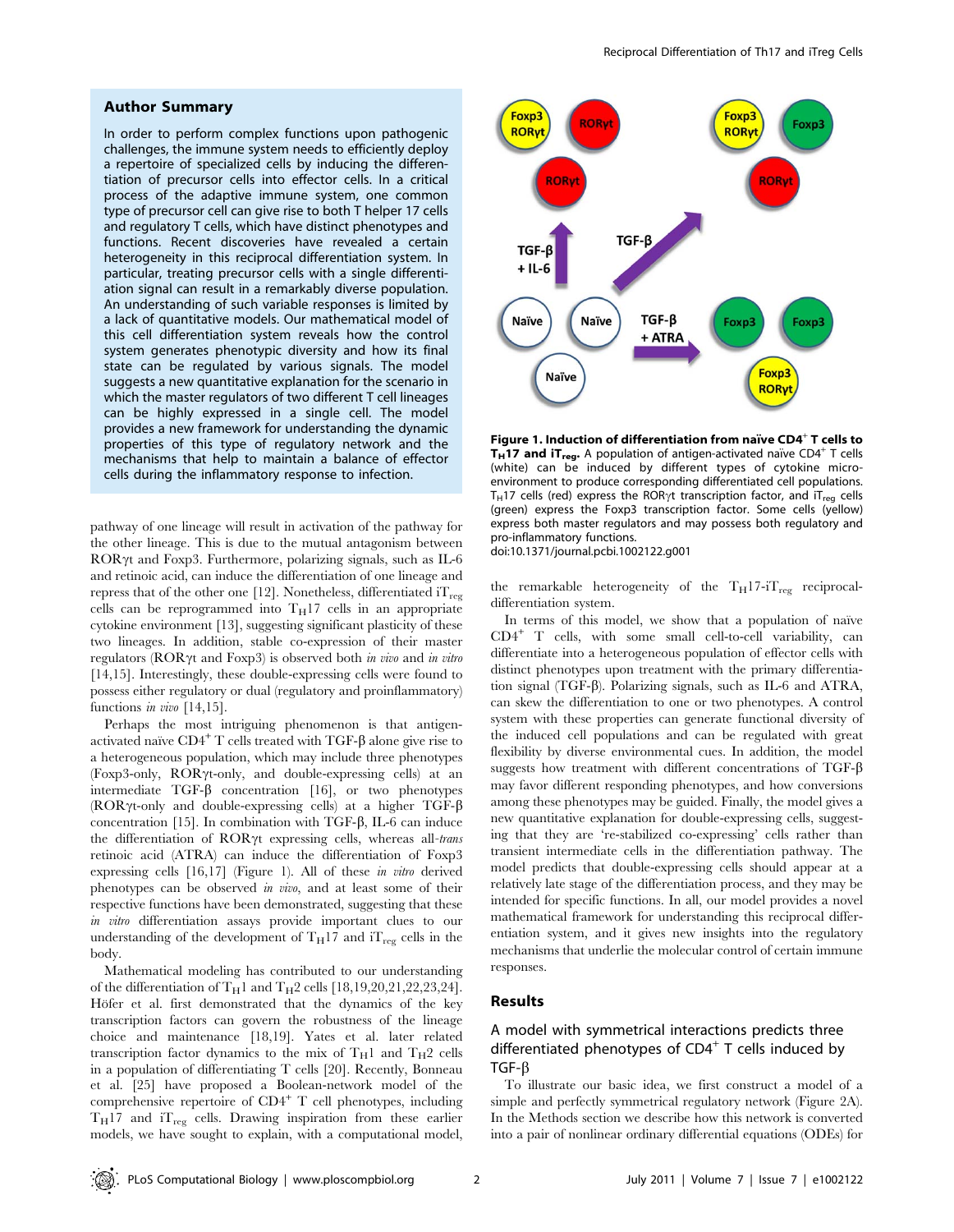## Author Summary

In order to perform complex functions upon pathogenic challenges, the immune system needs to efficiently deploy a repertoire of specialized cells by inducing the differentiation of precursor cells into effector cells. In a critical process of the adaptive immune system, one common type of precursor cell can give rise to both T helper 17 cells and regulatory T cells, which have distinct phenotypes and functions. Recent discoveries have revealed a certain heterogeneity in this reciprocal differentiation system. In particular, treating precursor cells with a single differentiation signal can result in a remarkably diverse population. An understanding of such variable responses is limited by a lack of quantitative models. Our mathematical model of this cell differentiation system reveals how the control system generates phenotypic diversity and how its final state can be regulated by various signals. The model suggests a new quantitative explanation for the scenario in which the master regulators of two different T cell lineages can be highly expressed in a single cell. The model provides a new framework for understanding the dynamic properties of this type of regulatory network and the mechanisms that help to maintain a balance of effector cells during the inflammatory response to infection.

pathway of one lineage will result in activation of the pathway for the other lineage. This is due to the mutual antagonism between RORγt and Foxp3. Furthermore, polarizing signals, such as IL-6 and retinoic acid, can induce the differentiation of one lineage and repress that of the other one [12]. Nonetheless, differentiated $iT_{reg}$ cells can be reprogrammed into $T_H17$ cells in an appropriate cytokine environment [13], suggesting significant plasticity of these two lineages. In addition, stable co-expression of their master regulators (RORγt and Foxp3) is observed both *in vivo* and *in vitro* [14,15]. Interestingly, these double-expressing cells were found to possess either regulatory or dual (regulatory and proinflammatory) functions *in vivo* [14,15].

Perhaps the most intriguing phenomenon is that antigen-activated naïve $CD4^+$ T cells treated with TGF-β alone give rise to a heterogeneous population, which may include three phenotypes (Foxp3-only, RORγt-only, and double-expressing cells) at an intermediate TGF-β concentration [16], or two phenotypes (RORγt-only and double-expressing cells) at a higher TGF-β concentration [15]. In combination with TGF-β, IL-6 can induce the differentiation of RORγt expressing cells, whereas all-*trans* retinoic acid (ATRA) can induce the differentiation of Foxp3 expressing cells [16,17] (Figure 1). All of these *in vitro* derived phenotypes can be observed *in vivo*, and at least some of their respective functions have been demonstrated, suggesting that these *in vitro* differentiation assays provide important clues to our understanding of the development of $T_H17$ and $iT_{reg}$ cells in the body.

Mathematical modeling has contributed to our understanding of the differentiation of $T_H1$ and $T_H2$ cells [18,19,20,21,22,23,24]. Höfer et al. first demonstrated that the dynamics of the key transcription factors can govern the robustness of the lineage choice and maintenance [18,19]. Yates et al. later related transcription factor dynamics to the mix of $T_H1$ and $T_H2$ cells in a population of differentiating T cells [20]. Recently, Bonneau et al. [25] have proposed a Boolean-network model of the comprehensive repertoire of $CD4^+$ T cell phenotypes, including $T_H17$ and $iT_{reg}$ cells. Drawing inspiration from these earlier models, we have sought to explain, with a computational model,

**Figure 1. Induction of differentiation from naïve $CD4^+$ T cells to $T_H17$ and $iT_{reg}$.** A population of antigen-activated naïve $CD4^+$ T cells (white) can be induced by different types of cytokine microenvironment to produce corresponding differentiated cell populations. $T_H17$ cells (red) express the RORγt transcription factor, and $iT_{reg}$ cells (green) express the Foxp3 transcription factor. Some cells (yellow) express both master regulators and may possess both regulatory and pro-inflammatory functions.
doi:10.1371/journal.pcbi.1002122.g001

the remarkable heterogeneity of the $T_H17$-$iT_{reg}$ reciprocal-differentiation system.

In terms of this model, we show that a population of naïve $CD4^+$ T cells, with some small cell-to-cell variability, can differentiate into a heterogeneous population of effector cells with distinct phenotypes upon treatment with the primary differentiation signal (TGF-β). Polarizing signals, such as IL-6 and ATRA, can skew the differentiation to one or two phenotypes. A control system with these properties can generate functional diversity of the induced cell populations and can be regulated with great flexibility by diverse environmental cues. In addition, the model suggests how treatment with different concentrations of TGF-β may favor different responding phenotypes, and how conversions among these phenotypes may be guided. Finally, the model gives a new quantitative explanation for double-expressing cells, suggesting that they are 're-stabilized co-expressing' cells rather than transient intermediate cells in the differentiation pathway. The model predicts that double-expressing cells should appear at a relatively late stage of the differentiation process, and they may be intended for specific functions. In all, our model provides a novel mathematical framework for understanding this reciprocal differentiation system, and it gives new insights into the regulatory mechanisms that underlie the molecular control of certain immune responses.

## Results

### A model with symmetrical interactions predicts three differentiated phenotypes of $CD4^+$ T cells induced by TGF-β

To illustrate our basic idea, we first construct a model of a simple and perfectly symmetrical regulatory network (Figure 2A). In the Methods section we describe how this network is converted into a pair of nonlinear ordinary differential equations (ODEs) for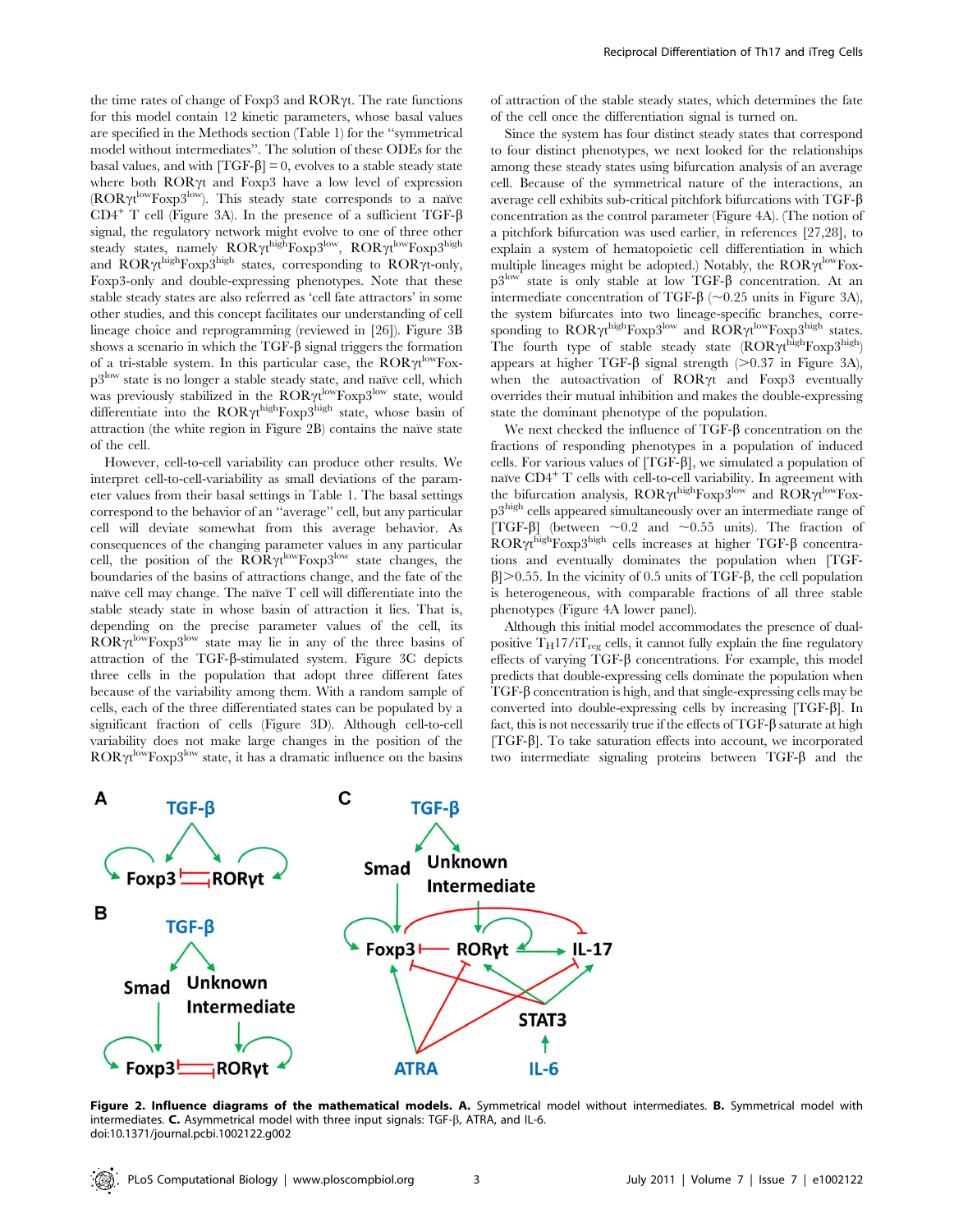the time rates of change of Foxp3 and RORγt. The rate functions for this model contain 12 kinetic parameters, whose basal values are specified in the Methods section (Table 1) for the "symmetrical model without intermediates". The solution of these ODEs for the basal values, and with [TGF-β] = 0, evolves to a stable steady state where both RORγt and Foxp3 have a low level of expression (RORγt$^{low}$Foxp3$^{low}$). This steady state corresponds to a naïve CD4$^{+}$ T cell (Figure 3A). In the presence of a sufficient TGF-β signal, the regulatory network might evolve to one of three other steady states, namely RORγt$^{high}$Foxp3$^{low}$, RORγt$^{low}$Foxp3$^{high}$ and RORγt$^{high}$Foxp3$^{high}$ states, corresponding to RORγt-only, Foxp3-only and double-expressing phenotypes. Note that these stable steady states are also referred as 'cell fate attractors' in some other studies, and this concept facilitates our understanding of cell lineage choice and reprogramming (reviewed in [26]). Figure 3B shows a scenario in which the TGF-β signal triggers the formation of a tri-stable system. In this particular case, the RORγt$^{low}$Foxp3$^{low}$ state is no longer a stable steady state, and naïve cell, which was previously stabilized in the RORγt$^{low}$Foxp3$^{low}$ state, would differentiate into the RORγt$^{high}$Foxp3$^{high}$ state, whose basin of attraction (the white region in Figure 2B) contains the naïve state of the cell.

However, cell-to-cell variability can produce other results. We interpret cell-to-cell-variability as small deviations of the parameter values from their basal settings in Table 1. The basal settings correspond to the behavior of an "average" cell, but any particular cell will deviate somewhat from this average behavior. As consequences of the changing parameter values in any particular cell, the position of the RORγt$^{low}$Foxp3$^{low}$ state changes, the boundaries of the basins of attractions change, and the fate of the naïve cell may change. The naïve T cell will differentiate into the stable steady state in whose basin of attraction it lies. That is, depending on the precise parameter values of the cell, its RORγt$^{low}$Foxp3$^{low}$ state may lie in any of the three basins of attraction of the TGF-β-stimulated system. Figure 3C depicts three cells in the population that adopt three different fates because of the variability among them. With a random sample of cells, each of the three differentiated states can be populated by a significant fraction of cells (Figure 3D). Although cell-to-cell variability does not make large changes in the position of the RORγt$^{low}$Foxp3$^{low}$ state, it has a dramatic influence on the basins of attraction of the stable steady states, which determines the fate of the cell once the differentiation signal is turned on.

Since the system has four distinct steady states that correspond to four distinct phenotypes, we next looked for the relationships among these steady states using bifurcation analysis of an average cell. Because of the symmetrical nature of the interactions, an average cell exhibits sub-critical pitchfork bifurcations with TGF-β concentration as the control parameter (Figure 4A). (The notion of a pitchfork bifurcation was used earlier, in references [27,28], to explain a system of hematopoietic cell differentiation in which multiple lineages might be adopted.) Notably, the RORγt$^{low}$Foxp3$^{low}$ state is only stable at low TGF-β concentration. At an intermediate concentration of TGF-β (~0.25 units in Figure 3A), the system bifurcates into two lineage-specific branches, corresponding to RORγt$^{high}$Foxp3$^{low}$ and RORγt$^{low}$Foxp3$^{high}$ states. The fourth type of stable steady state (RORγt$^{high}$Foxp3$^{high}$) appears at higher TGF-β signal strength (>0.37 in Figure 3A), when the autoactivation of RORγt and Foxp3 eventually overrides their mutual inhibition and makes the double-expressing state the dominant phenotype of the population.

We next checked the influence of TGF-β concentration on the fractions of responding phenotypes in a population of induced cells. For various values of [TGF-β], we simulated a population of naïve CD4$^{+}$ T cells with cell-to-cell variability. In agreement with the bifurcation analysis, RORγt$^{high}$Foxp3$^{low}$ and RORγt$^{low}$Foxp3$^{high}$ cells appeared simultaneously over an intermediate range of [TGF-β] (between ~0.2 and ~0.55 units). The fraction of RORγt$^{high}$Foxp3$^{high}$ cells increases at higher TGF-β concentrations and eventually dominates the population when [TGF-β]>0.55. In the vicinity of 0.5 units of TGF-β, the cell population is heterogeneous, with comparable fractions of all three stable phenotypes (Figure 4A lower panel).

Although this initial model accommodates the presence of dual-positive $T_H17/iT_{reg}$ cells, it cannot fully explain the fine regulatory effects of varying TGF-β concentrations. For example, this model predicts that double-expressing cells dominate the population when TGF-β concentration is high, and that single-expressing cells may be converted into double-expressing cells by increasing [TGF-β]. In fact, this is not necessarily true if the effects of TGF-β saturate at high [TGF-β]. To take saturation effects into account, we incorporated two intermediate signaling proteins between TGF-β and the

**Figure 2. Influence diagrams of the mathematical models. A.** Symmetrical model without intermediates. **B.** Symmetrical model with intermediates. **C.** Asymmetrical model with three input signals: TGF-β, ATRA, and IL-6.
doi:10.1371/journal.pcbi.1002122.g002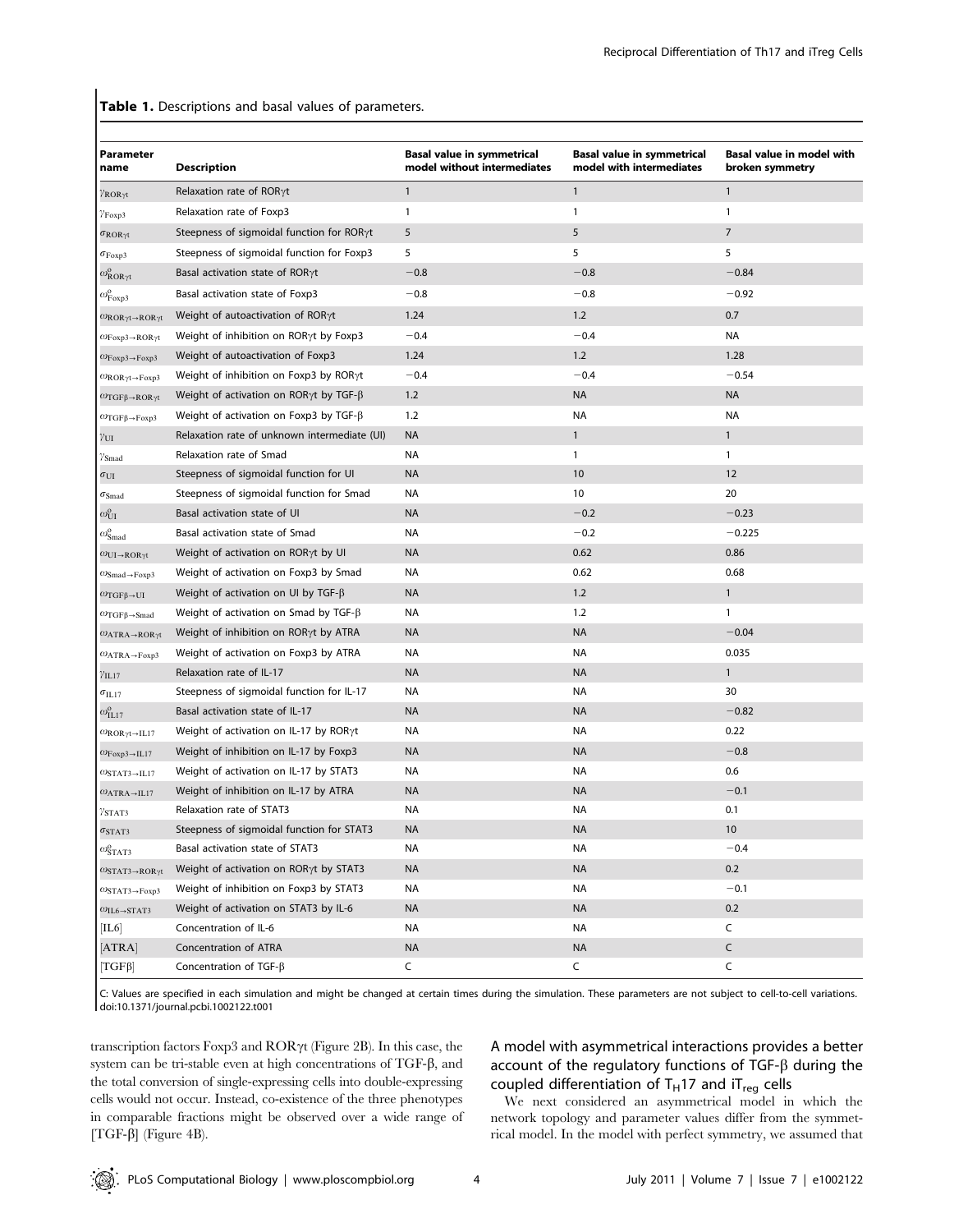**Table 1.** Descriptions and basal values of parameters.

| Parameter name | Description | Basal value in symmetrical model without intermediates | Basal value in symmetrical model with intermediates | Basal value in model with broken symmetry |
|---|---|---|---|---|
| $\gamma_{\mathrm{ROR}\gamma\mathrm{t}}$ | Relaxation rate of RORγt | 1 | 1 | 1 |
| $\gamma_{\mathrm{Foxp3}}$ | Relaxation rate of Foxp3 | 1 | 1 | 1 |
| $\sigma_{\mathrm{ROR}\gamma\mathrm{t}}$ | Steepness of sigmoidal function for RORγt | 5 | 5 | 7 |
| $\sigma_{\mathrm{Foxp3}}$ | Steepness of sigmoidal function for Foxp3 | 5 | 5 | 5 |
| $\omega^{0}_{\mathrm{ROR}\gamma\mathrm{t}}$ | Basal activation state of RORγt | −0.8 | −0.8 | −0.84 |
| $\omega^{0}_{\mathrm{Foxp3}}$ | Basal activation state of Foxp3 | −0.8 | −0.8 | −0.92 |
| $\omega_{\mathrm{ROR}\gamma\mathrm{t}\rightarrow\mathrm{ROR}\gamma\mathrm{t}}$ | Weight of autoactivation of RORγt | 1.24 | 1.2 | 0.7 |
| $\omega_{\mathrm{Foxp3}\rightarrow\mathrm{ROR}\gamma\mathrm{t}}$ | Weight of inhibition on RORγt by Foxp3 | −0.4 | −0.4 | NA |
| $\omega_{\mathrm{Foxp3}\rightarrow\mathrm{Foxp3}}$ | Weight of autoactivation of Foxp3 | 1.24 | 1.2 | 1.28 |
| $\omega_{\mathrm{ROR}\gamma\mathrm{t}\rightarrow\mathrm{Foxp3}}$ | Weight of inhibition on Foxp3 by RORγt | −0.4 | −0.4 | −0.54 |
| $\omega_{\mathrm{TGF}\beta\rightarrow\mathrm{ROR}\gamma\mathrm{t}}$ | Weight of activation on RORγt by TGF-β | 1.2 | NA | NA |
| $\omega_{\mathrm{TGF}\beta\rightarrow\mathrm{Foxp3}}$ | Weight of activation on Foxp3 by TGF-β | 1.2 | NA | NA |
| $\gamma_{\mathrm{UI}}$ | Relaxation rate of unknown intermediate (UI) | NA | 1 | 1 |
| $\gamma_{\mathrm{Smad}}$ | Relaxation rate of Smad | NA | 1 | 1 |
| $\sigma_{\mathrm{UI}}$ | Steepness of sigmoidal function for UI | NA | 10 | 12 |
| $\sigma_{\mathrm{Smad}}$ | Steepness of sigmoidal function for Smad | NA | 10 | 20 |
| $\omega^{0}_{\mathrm{UI}}$ | Basal activation state of UI | NA | −0.2 | −0.23 |
| $\omega^{0}_{\mathrm{Smad}}$ | Basal activation state of Smad | NA | −0.2 | −0.225 |
| $\omega_{\mathrm{UI}\rightarrow\mathrm{ROR}\gamma\mathrm{t}}$ | Weight of activation on RORγt by UI | NA | 0.62 | 0.86 |
| $\omega_{\mathrm{Smad}\rightarrow\mathrm{Foxp3}}$ | Weight of activation on Foxp3 by Smad | NA | 0.62 | 0.68 |
| $\omega_{\mathrm{TGF}\beta\rightarrow\mathrm{UI}}$ | Weight of activation on UI by TGF-β | NA | 1.2 | 1 |
| $\omega_{\mathrm{TGF}\beta\rightarrow\mathrm{Smad}}$ | Weight of activation on Smad by TGF-β | NA | 1.2 | 1 |
| $\omega_{\mathrm{ATRA}\rightarrow\mathrm{ROR}\gamma\mathrm{t}}$ | Weight of inhibition on RORγt by ATRA | NA | NA | −0.04 |
| $\omega_{\mathrm{ATRA}\rightarrow\mathrm{Foxp3}}$ | Weight of activation on Foxp3 by ATRA | NA | NA | 0.035 |
| $\gamma_{\mathrm{IL17}}$ | Relaxation rate of IL-17 | NA | NA | 1 |
| $\sigma_{\mathrm{IL17}}$ | Steepness of sigmoidal function for IL-17 | NA | NA | 30 |
| $\omega^{0}_{\mathrm{IL17}}$ | Basal activation state of IL-17 | NA | NA | −0.82 |
| $\omega_{\mathrm{ROR}\gamma\mathrm{t}\rightarrow\mathrm{IL17}}$ | Weight of activation on IL-17 by RORγt | NA | NA | 0.22 |
| $\omega_{\mathrm{Foxp3}\rightarrow\mathrm{IL17}}$ | Weight of inhibition on IL-17 by Foxp3 | NA | NA | −0.8 |
| $\omega_{\mathrm{STAT3}\rightarrow\mathrm{IL17}}$ | Weight of activation on IL-17 by STAT3 | NA | NA | 0.6 |
| $\omega_{\mathrm{ATRA}\rightarrow\mathrm{IL17}}$ | Weight of inhibition on IL-17 by ATRA | NA | NA | −0.1 |
| $\gamma_{\mathrm{STAT3}}$ | Relaxation rate of STAT3 | NA | NA | 0.1 |
| $\sigma_{\mathrm{STAT3}}$ | Steepness of sigmoidal function for STAT3 | NA | NA | 10 |
| $\omega^{0}_{\mathrm{STAT3}}$ | Basal activation state of STAT3 | NA | NA | −0.4 |
| $\omega_{\mathrm{STAT3}\rightarrow\mathrm{ROR}\gamma\mathrm{t}}$ | Weight of activation on RORγt by STAT3 | NA | NA | 0.2 |
| $\omega_{\mathrm{STAT3}\rightarrow\mathrm{Foxp3}}$ | Weight of inhibition on Foxp3 by STAT3 | NA | NA | −0.1 |
| $\omega_{\mathrm{IL6}\rightarrow\mathrm{STAT3}}$ | Weight of activation on STAT3 by IL-6 | NA | NA | 0.2 |
| [IL6] | Concentration of IL-6 | NA | NA | C |
| [ATRA] | Concentration of ATRA | NA | NA | C |
| [TGFβ] | Concentration of TGF-β | C | C | C |

C: Values are specified in each simulation and might be changed at certain times during the simulation. These parameters are not subject to cell-to-cell variations.
doi:10.1371/journal.pcbi.1002122.t001

transcription factors Foxp3 and RORγt (Figure 2B). In this case, the system can be tri-stable even at high concentrations of TGF-β, and the total conversion of single-expressing cells into double-expressing cells would not occur. Instead, co-existence of the three phenotypes in comparable fractions might be observed over a wide range of [TGF-β] (Figure 4B).

### A model with asymmetrical interactions provides a better account of the regulatory functions of TGF-β during the coupled differentiation of $\mathrm{T_H}$17 and $\mathrm{iT_{reg}}$ cells

We next considered an asymmetrical model in which the network topology and parameter values differ from the symmetrical model. In the model with perfect symmetry, we assumed that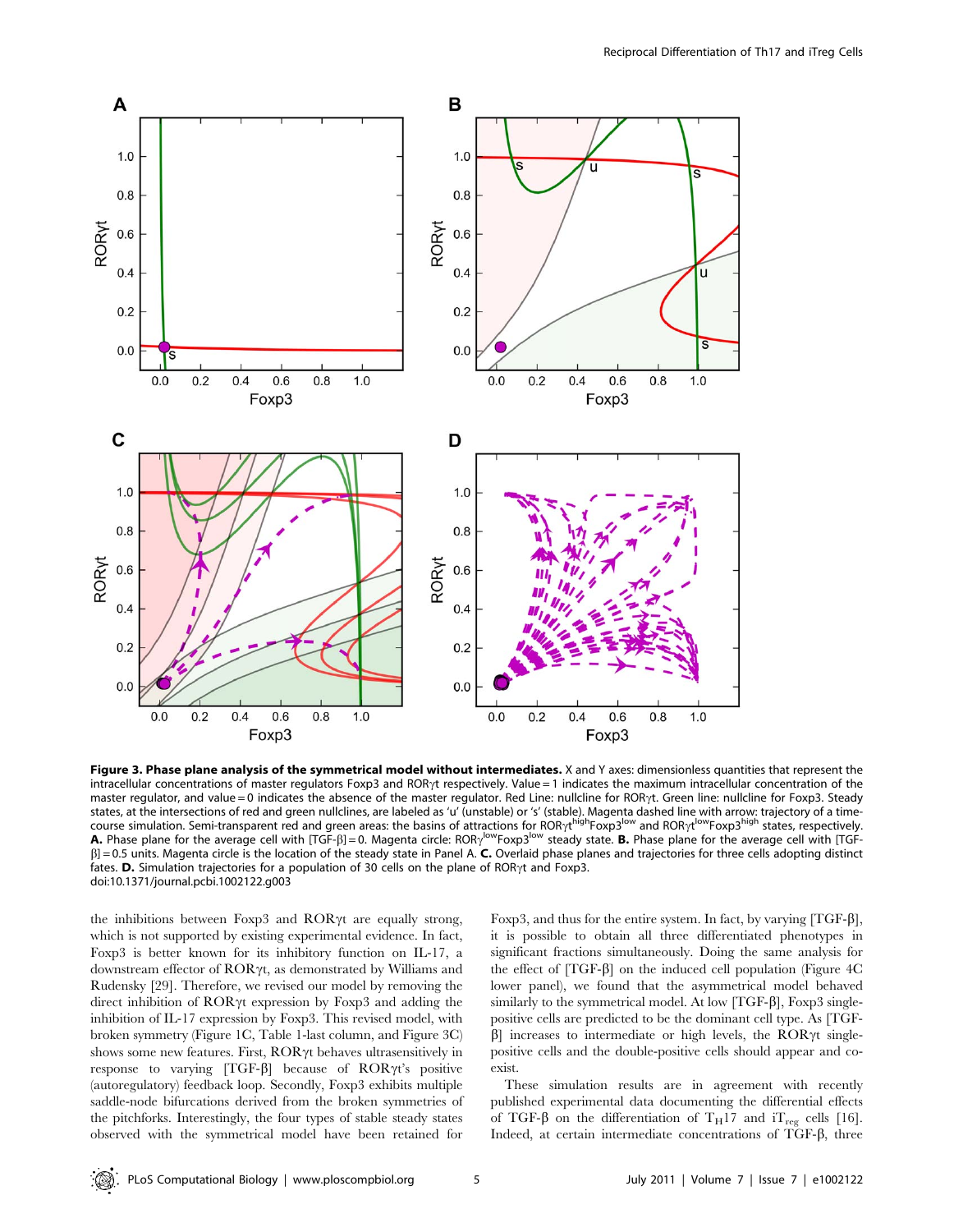**Figure 3. Phase plane analysis of the symmetrical model without intermediates.** X and Y axes: dimensionless quantities that represent the intracellular concentrations of master regulators Foxp3 and RORγt respectively. Value = 1 indicates the maximum intracellular concentration of the master regulator, and value = 0 indicates the absence of the master regulator. Red Line: nullcline for RORγt. Green line: nullcline for Foxp3. Steady states, at the intersections of red and green nullclines, are labeled as 'u' (unstable) or 's' (stable). Magenta dashed line with arrow: trajectory of a time-course simulation. Semi-transparent red and green areas: the basins of attractions for RORγt$^{high}$Foxp3$^{low}$ and RORγt$^{low}$Foxp3$^{high}$ states, respectively. **A.** Phase plane for the average cell with [TGF-β] = 0. Magenta circle: RORγ$^{low}$Foxp3$^{low}$ steady state. **B.** Phase plane for the average cell with [TGF-β] = 0.5 units. Magenta circle is the location of the steady state in Panel A. **C.** Overlaid phase planes and trajectories for three cells adopting distinct fates. **D.** Simulation trajectories for a population of 30 cells on the plane of RORγt and Foxp3.
doi:10.1371/journal.pcbi.1002122.g003

the inhibitions between Foxp3 and RORγt are equally strong, which is not supported by existing experimental evidence. In fact, Foxp3 is better known for its inhibitory function on IL-17, a downstream effector of RORγt, as demonstrated by Williams and Rudensky [29]. Therefore, we revised our model by removing the direct inhibition of RORγt expression by Foxp3 and adding the inhibition of IL-17 expression by Foxp3. This revised model, with broken symmetry (Figure 1C, Table 1-last column, and Figure 3C) shows some new features. First, RORγt behaves ultrasensitively in response to varying [TGF-β] because of RORγt's positive (autoregulatory) feedback loop. Secondly, Foxp3 exhibits multiple saddle-node bifurcations derived from the broken symmetries of the pitchforks. Interestingly, the four types of stable steady states observed with the symmetrical model have been retained for Foxp3, and thus for the entire system. In fact, by varying [TGF-β], it is possible to obtain all three differentiated phenotypes in significant fractions simultaneously. Doing the same analysis for the effect of [TGF-β] on the induced cell population (Figure 4C lower panel), we found that the asymmetrical model behaved similarly to the symmetrical model. At low [TGF-β], Foxp3 single-positive cells are predicted to be the dominant cell type. As [TGF-β] increases to intermediate or high levels, the RORγt single-positive cells and the double-positive cells should appear and co-exist.

These simulation results are in agreement with recently published experimental data documenting the differential effects of TGF-β on the differentiation of $T_H17$ and $iT_{reg}$ cells [16]. Indeed, at certain intermediate concentrations of TGF-β, three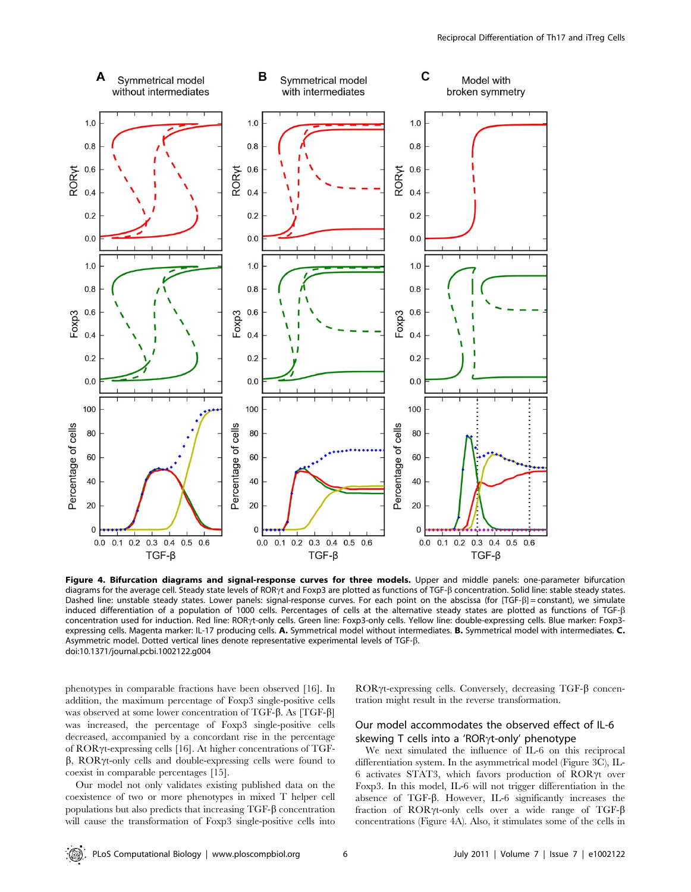**Figure 4. Bifurcation diagrams and signal-response curves for three models.** Upper and middle panels: one-parameter bifurcation diagrams for the average cell. Steady state levels of RORγt and Foxp3 are plotted as functions of TGF-β concentration. Solid line: stable steady states. Dashed line: unstable steady states. Lower panels: signal-response curves. For each point on the abscissa (for [TGF-β] = constant), we simulate induced differentiation of a population of 1000 cells. Percentages of cells at the alternative steady states are plotted as functions of TGF-β concentration used for induction. Red line: RORγt-only cells. Green line: Foxp3-only cells. Yellow line: double-expressing cells. Blue marker: Foxp3-expressing cells. Magenta marker: IL-17 producing cells. **A.** Symmetrical model without intermediates. **B.** Symmetrical model with intermediates. **C.** Asymmetric model. Dotted vertical lines denote representative experimental levels of TGF-β.
doi:10.1371/journal.pcbi.1002122.g004

phenotypes in comparable fractions have been observed [16]. In addition, the maximum percentage of Foxp3 single-positive cells was observed at some lower concentration of TGF-β. As [TGF-β] was increased, the percentage of Foxp3 single-positive cells decreased, accompanied by a concordant rise in the percentage of RORγt-expressing cells [16]. At higher concentrations of TGF-β, RORγt-only cells and double-expressing cells were found to coexist in comparable percentages [15].

Our model not only validates existing published data on the coexistence of two or more phenotypes in mixed T helper cell populations but also predicts that increasing TGF-β concentration will cause the transformation of Foxp3 single-positive cells into RORγt-expressing cells. Conversely, decreasing TGF-β concentration might result in the reverse transformation.

## Our model accommodates the observed effect of IL-6 skewing T cells into a 'RORγt-only' phenotype

We next simulated the influence of IL-6 on this reciprocal differentiation system. In the asymmetrical model (Figure 3C), IL-6 activates STAT3, which favors production of RORγt over Foxp3. In this model, IL-6 will not trigger differentiation in the absence of TGF-β. However, IL-6 significantly increases the fraction of RORγt-only cells over a wide range of TGF-β concentrations (Figure 4A). Also, it stimulates some of the cells in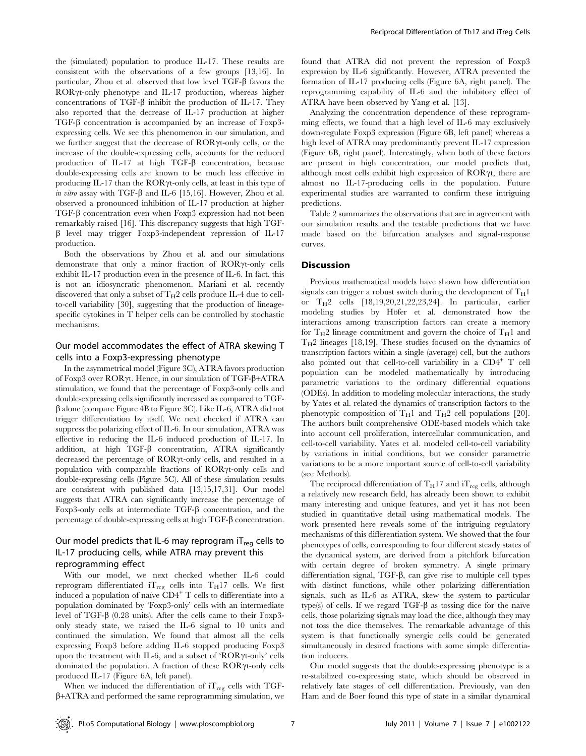the (simulated) population to produce IL-17. These results are consistent with the observations of a few groups [13,16]. In particular, Zhou et al. observed that low level TGF-β favors the RORγt-only phenotype and IL-17 production, whereas higher concentrations of TGF-β inhibit the production of IL-17. They also reported that the decrease of IL-17 production at higher TGF-β concentration is accompanied by an increase of Foxp3-expressing cells. We see this phenomenon in our simulation, and we further suggest that the decrease of RORγt-only cells, or the increase of the double-expressing cells, accounts for the reduced production of IL-17 at high TGF-β concentration, because double-expressing cells are known to be much less effective in producing IL-17 than the RORγt-only cells, at least in this type of *in vitro* assay with TGF-β and IL-6 [15,16]. However, Zhou et al. observed a pronounced inhibition of IL-17 production at higher TGF-β concentration even when Foxp3 expression had not been remarkably raised [16]. This discrepancy suggests that high TGF-β level may trigger Foxp3-independent repression of IL-17 production.

Both the observations by Zhou et al. and our simulations demonstrate that only a minor fraction of RORγt-only cells exhibit IL-17 production even in the presence of IL-6. In fact, this is not an idiosyncratic phenomenon. Mariani et al. recently discovered that only a subset of $T_H2$ cells produce IL-4 due to cell-to-cell variability [30], suggesting that the production of lineage-specific cytokines in T helper cells can be controlled by stochastic mechanisms.

### Our model accommodates the effect of ATRA skewing T cells into a Foxp3-expressing phenotype

In the asymmetrical model (Figure 3C), ATRA favors production of Foxp3 over RORγt. Hence, in our simulation of TGF-β+ATRA stimulation, we found that the percentage of Foxp3-only cells and double-expressing cells significantly increased as compared to TGF-β alone (compare Figure 4B to Figure 3C). Like IL-6, ATRA did not trigger differentiation by itself. We next checked if ATRA can suppress the polarizing effect of IL-6. In our simulation, ATRA was effective in reducing the IL-6 induced production of IL-17. In addition, at high TGF-β concentration, ATRA significantly decreased the percentage of RORγt-only cells, and resulted in a population with comparable fractions of RORγt-only cells and double-expressing cells (Figure 5C). All of these simulation results are consistent with published data [13,15,17,31]. Our model suggests that ATRA can significantly increase the percentage of Foxp3-only cells at intermediate TGF-β concentration, and the percentage of double-expressing cells at high TGF-β concentration.

### Our model predicts that IL-6 may reprogram $iT_{reg}$ cells to IL-17 producing cells, while ATRA may prevent this reprogramming effect

With our model, we next checked whether IL-6 could reprogram differentiated $iT_{reg}$ cells into $T_H17$ cells. We first induced a population of naïve $CD4^+$ T cells to differentiate into a population dominated by 'Foxp3-only' cells with an intermediate level of TGF-β (0.28 units). After the cells came to their Foxp3-only steady state, we raised the IL-6 signal to 10 units and continued the simulation. We found that almost all the cells expressing Foxp3 before adding IL-6 stopped producing Foxp3 upon the treatment with IL-6, and a subset of 'RORγt-only' cells dominated the population. A fraction of these RORγt-only cells produced IL-17 (Figure 6A, left panel).

When we induced the differentiation of $iT_{reg}$ cells with TGF-β+ATRA and performed the same reprogramming simulation, we found that ATRA did not prevent the repression of Foxp3 expression by IL-6 significantly. However, ATRA prevented the formation of IL-17 producing cells (Figure 6A, right panel). The reprogramming capability of IL-6 and the inhibitory effect of ATRA have been observed by Yang et al. [13].

Analyzing the concentration dependence of these reprogramming effects, we found that a high level of IL-6 may exclusively down-regulate Foxp3 expression (Figure 6B, left panel) whereas a high level of ATRA may predominantly prevent IL-17 expression (Figure 6B, right panel). Interestingly, when both of these factors are present in high concentration, our model predicts that, although most cells exhibit high expression of RORγt, there are almost no IL-17-producing cells in the population. Future experimental studies are warranted to confirm these intriguing predictions.

Table 2 summarizes the observations that are in agreement with our simulation results and the testable predictions that we have made based on the bifurcation analyses and signal-response curves.

## Discussion

Previous mathematical models have shown how differentiation signals can trigger a robust switch during the development of $T_H1$ or $T_H2$ cells [18,19,20,21,22,23,24]. In particular, earlier modeling studies by Höfer et al. demonstrated how the interactions among transcription factors can create a memory for $T_H2$ lineage commitment and govern the choice of $T_H1$ and $T_H2$ lineages [18,19]. These studies focused on the dynamics of transcription factors within a single (average) cell, but the authors also pointed out that cell-to-cell variability in a $CD4^+$ T cell population can be modeled mathematically by introducing parametric variations to the ordinary differential equations (ODEs). In addition to modeling molecular interactions, the study by Yates et al. related the dynamics of transcription factors to the phenotypic composition of $T_H1$ and $T_H2$ cell populations [20]. The authors built comprehensive ODE-based models which take into account cell proliferation, intercellular communication, and cell-to-cell variability. Yates et al. modeled cell-to-cell variability by variations in initial conditions, but we consider parametric variations to be a more important source of cell-to-cell variability (see Methods).

The reciprocal differentiation of $T_H17$ and $iT_{reg}$ cells, although a relatively new research field, has already been shown to exhibit many interesting and unique features, and yet it has not been studied in quantitative detail using mathematical models. The work presented here reveals some of the intriguing regulatory mechanisms of this differentiation system. We showed that the four phenotypes of cells, corresponding to four different steady states of the dynamical system, are derived from a pitchfork bifurcation with certain degree of broken symmetry. A single primary differentiation signal, TGF-β, can give rise to multiple cell types with distinct functions, while other polarizing differentiation signals, such as IL-6 as ATRA, skew the system to particular type(s) of cells. If we regard TGF-β as tossing dice for the naïve cells, those polarizing signals may load the dice, although they may not toss the dice themselves. The remarkable advantage of this system is that functionally synergic cells could be generated simultaneously in desired fractions with some simple differentiation inducers.

Our model suggests that the double-expressing phenotype is a re-stabilized co-expressing state, which should be observed in relatively late stages of cell differentiation. Previously, van den Ham and de Boer found this type of state in a similar dynamical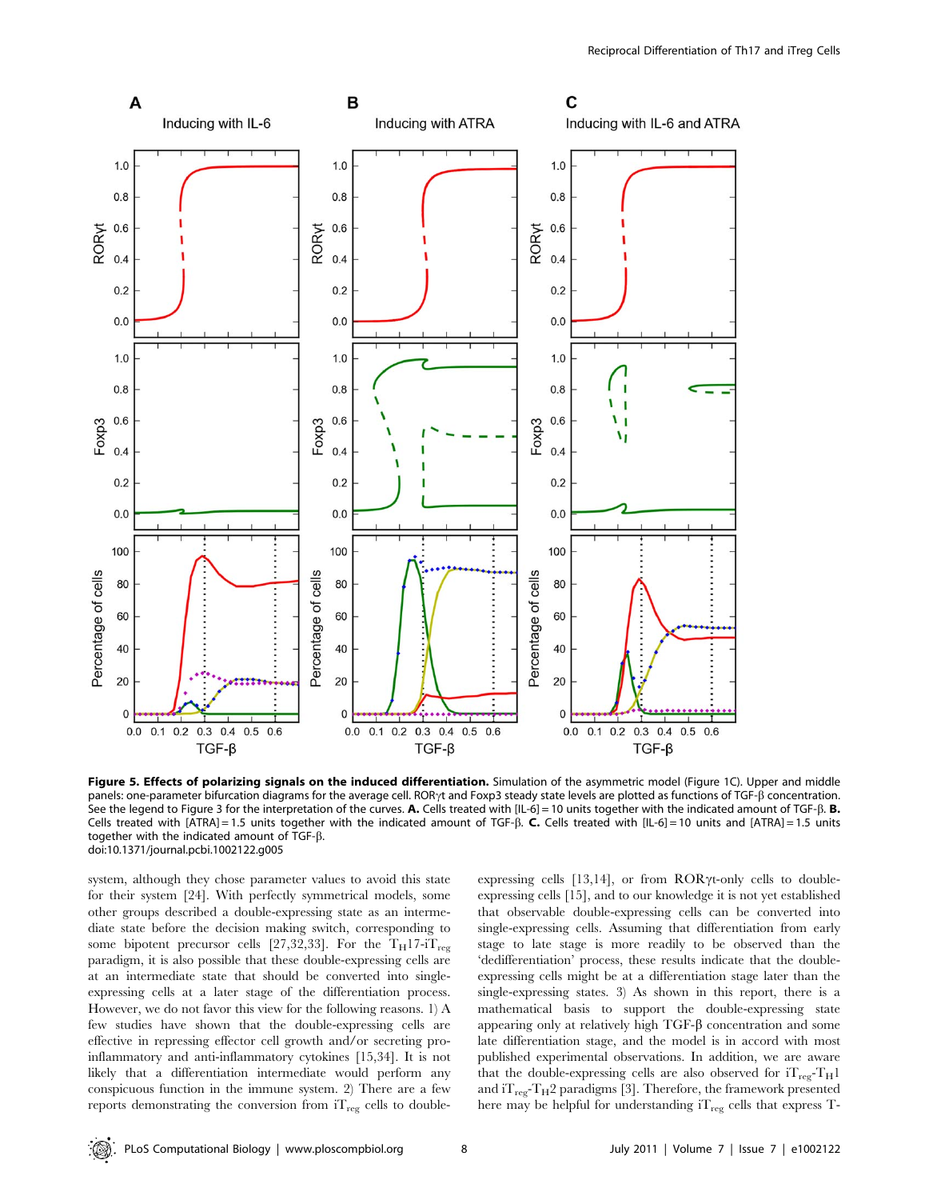**Figure 5. Effects of polarizing signals on the induced differentiation.** Simulation of the asymmetric model (Figure 1C). Upper and middle panels: one-parameter bifurcation diagrams for the average cell. RORγt and Foxp3 steady state levels are plotted as functions of TGF-β concentration. See the legend to Figure 3 for the interpretation of the curves. **A.** Cells treated with [IL-6] = 10 units together with the indicated amount of TGF-β. **B.** Cells treated with [ATRA] = 1.5 units together with the indicated amount of TGF-β. **C.** Cells treated with [IL-6] = 10 units and [ATRA] = 1.5 units together with the indicated amount of TGF-β.
doi:10.1371/journal.pcbi.1002122.g005

system, although they chose parameter values to avoid this state for their system [24]. With perfectly symmetrical models, some other groups described a double-expressing state as an intermediate state before the decision making switch, corresponding to some bipotent precursor cells [27,32,33]. For the $T_H17$-$iT_{reg}$ paradigm, it is also possible that these double-expressing cells are at an intermediate state that should be converted into single-expressing cells at a later stage of the differentiation process. However, we do not favor this view for the following reasons. 1) A few studies have shown that the double-expressing cells are effective in repressing effector cell growth and/or secreting pro-inflammatory and anti-inflammatory cytokines [15,34]. It is not likely that a differentiation intermediate would perform any conspicuous function in the immune system. 2) There are a few reports demonstrating the conversion from $iT_{reg}$ cells to double-expressing cells [13,14], or from RORγt-only cells to double-expressing cells [15], and to our knowledge it is not yet established that observable double-expressing cells can be converted into single-expressing cells. Assuming that differentiation from early stage to late stage is more readily to be observed than the 'dedifferentiation' process, these results indicate that the double-expressing cells might be at a differentiation stage later than the single-expressing states. 3) As shown in this report, there is a mathematical basis to support the double-expressing state appearing only at relatively high TGF-β concentration and some late differentiation stage, and the model is in accord with most published experimental observations. In addition, we are aware that the double-expressing cells are also observed for $iT_{reg}$-$T_H1$ and $iT_{reg}$-$T_H2$ paradigms [3]. Therefore, the framework presented here may be helpful for understanding $iT_{reg}$ cells that express T-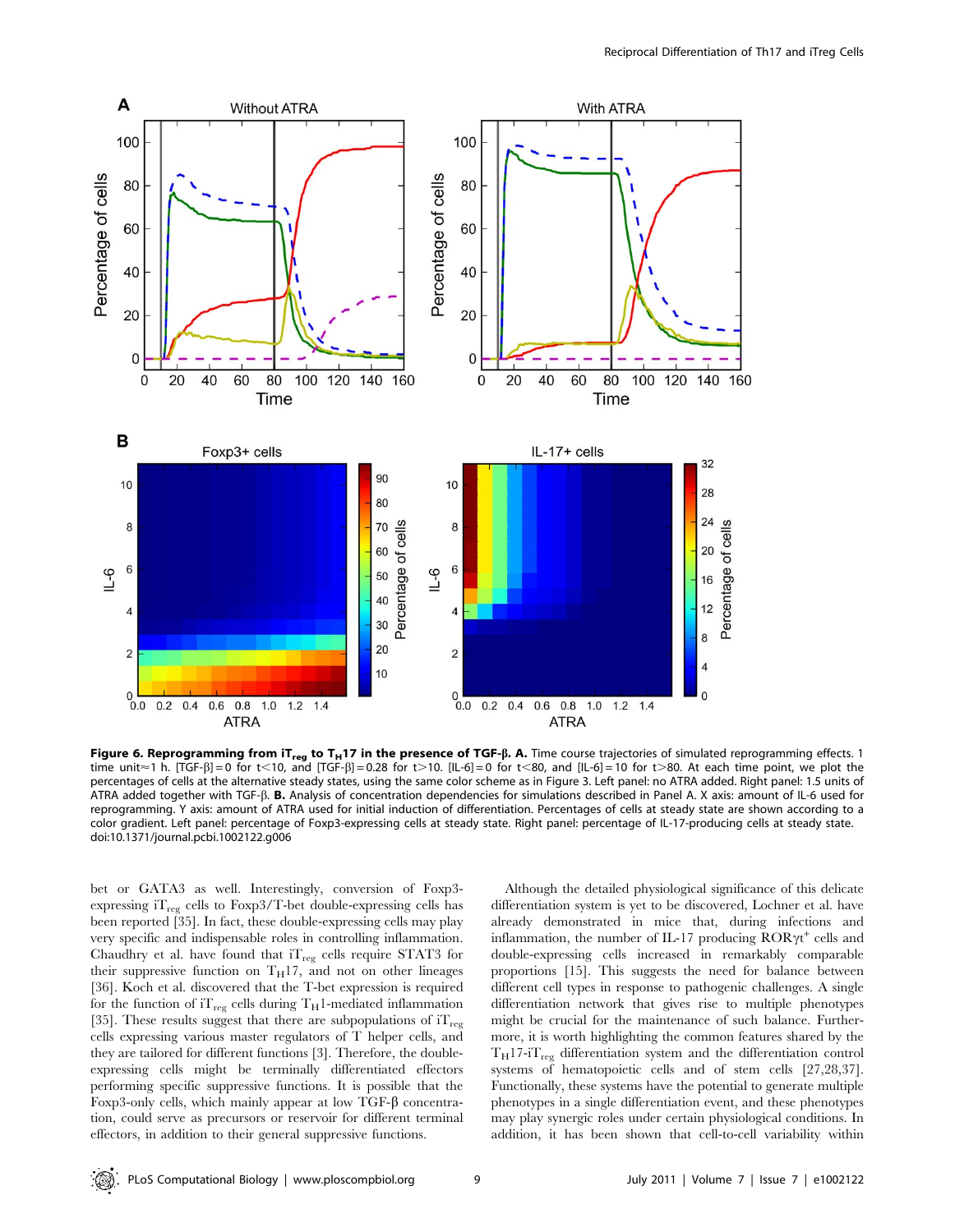**Figure 6. Reprogramming from $iT_{reg}$ to $T_H17$ in the presence of TGF-β. A.** Time course trajectories of simulated reprogramming effects. 1 time unit≈1 h. [TGF-β] = 0 for t<10, and [TGF-β] = 0.28 for t>10. [IL-6] = 0 for t<80, and [IL-6] = 10 for t>80. At each time point, we plot the percentages of cells at the alternative steady states, using the same color scheme as in Figure 3. Left panel: no ATRA added. Right panel: 1.5 units of ATRA added together with TGF-β. **B.** Analysis of concentration dependencies for simulations described in Panel A. X axis: amount of IL-6 used for reprogramming. Y axis: amount of ATRA used for initial induction of differentiation. Percentages of cells at steady state are shown according to a color gradient. Left panel: percentage of Foxp3-expressing cells at steady state. Right panel: percentage of IL-17-producing cells at steady state.
doi:10.1371/journal.pcbi.1002122.g006

bet or GATA3 as well. Interestingly, conversion of Foxp3-expressing $iT_{reg}$ cells to Foxp3/T-bet double-expressing cells has been reported [35]. In fact, these double-expressing cells may play very specific and indispensable roles in controlling inflammation. Chaudhry et al. have found that $iT_{reg}$ cells require STAT3 for their suppressive function on $T_H17$, and not on other lineages [36]. Koch et al. discovered that the T-bet expression is required for the function of $iT_{reg}$ cells during $T_H1$-mediated inflammation [35]. These results suggest that there are subpopulations of $iT_{reg}$ cells expressing various master regulators of T helper cells, and they are tailored for different functions [3]. Therefore, the double-expressing cells might be terminally differentiated effectors performing specific suppressive functions. It is possible that the Foxp3-only cells, which mainly appear at low TGF-β concentration, could serve as precursors or reservoir for different terminal effectors, in addition to their general suppressive functions.

Although the detailed physiological significance of this delicate differentiation system is yet to be discovered, Lochner et al. have already demonstrated in mice that, during infections and inflammation, the number of IL-17 producing RORγt$^+$ cells and double-expressing cells increased in remarkably comparable proportions [15]. This suggests the need for balance between different cell types in response to pathogenic challenges. A single differentiation network that gives rise to multiple phenotypes might be crucial for the maintenance of such balance. Furthermore, it is worth highlighting the common features shared by the $T_H17$-$iT_{reg}$ differentiation system and the differentiation control systems of hematopoietic cells and of stem cells [27,28,37]. Functionally, these systems have the potential to generate multiple phenotypes in a single differentiation event, and these phenotypes may play synergic roles under certain physiological conditions. In addition, it has been shown that cell-to-cell variability within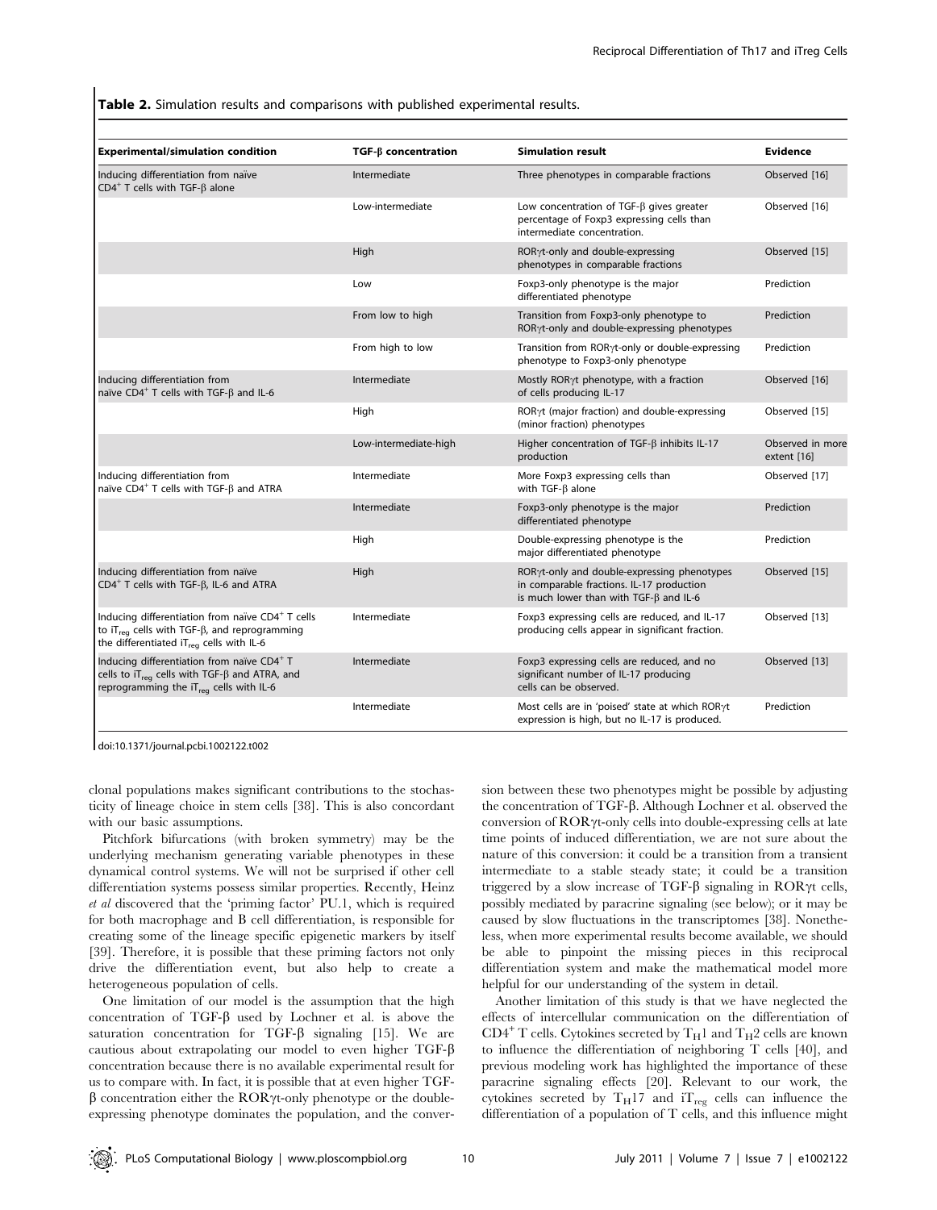**Table 2.** Simulation results and comparisons with published experimental results.

| Experimental/simulation condition | TGF-β concentration | Simulation result | Evidence |
| --- | --- | --- | --- |
| Inducing differentiation from naïve CD4[+] T cells with TGF-β alone | Intermediate | Three phenotypes in comparable fractions | Observed [16] |
| | Low-intermediate | Low concentration of TGF-β gives greater percentage of Foxp3 expressing cells than intermediate concentration. | Observed [16] |
| | High | RORγt-only and double-expressing phenotypes in comparable fractions | Observed [15] |
| | Low | Foxp3-only phenotype is the major differentiated phenotype | Prediction |
| | From low to high | Transition from Foxp3-only phenotype to RORγt-only and double-expressing phenotypes | Prediction |
| | From high to low | Transition from RORγt-only or double-expressing phenotype to Foxp3-only phenotype | Prediction |
| Inducing differentiation from naïve CD4[+] T cells with TGF-β and IL-6 | Intermediate | Mostly RORγt phenotype, with a fraction of cells producing IL-17 | Observed [16] |
| | High | RORγt (major fraction) and double-expressing (minor fraction) phenotypes | Observed [15] |
| | Low-intermediate-high | Higher concentration of TGF-β inhibits IL-17 production | Observed in more extent [16] |
| Inducing differentiation from naïve CD4[+] T cells with TGF-β and ATRA | Intermediate | More Foxp3 expressing cells than with TGF-β alone | Observed [17] |
| | Intermediate | Foxp3-only phenotype is the major differentiated phenotype | Prediction |
| | High | Double-expressing phenotype is the major differentiated phenotype | Prediction |
| Inducing differentiation from naïve CD4[+] T cells with TGF-β, IL-6 and ATRA | High | RORγt-only and double-expressing phenotypes in comparable fractions. IL-17 production is much lower than with TGF-β and IL-6 | Observed [15] |
| Inducing differentiation from naïve CD4[+] T cells to $iT_{reg}$ cells with TGF-β, and reprogramming the differentiated $iT_{reg}$ cells with IL-6 | Intermediate | Foxp3 expressing cells are reduced, and IL-17 producing cells appear in significant fraction. | Observed [13] |
| Inducing differentiation from naïve CD4[+] T cells to $iT_{reg}$ cells with TGF-β and ATRA, and reprogramming the $iT_{reg}$ cells with IL-6 | Intermediate | Foxp3 expressing cells are reduced, and no significant number of IL-17 producing cells can be observed. | Observed [13] |
| | Intermediate | Most cells are in 'poised' state at which RORγt expression is high, but no IL-17 is produced. | Prediction |

doi:10.1371/journal.pcbi.1002122.t002

clonal populations makes significant contributions to the stochasticity of lineage choice in stem cells [38]. This is also concordant with our basic assumptions.

Pitchfork bifurcations (with broken symmetry) may be the underlying mechanism generating variable phenotypes in these dynamical control systems. We will not be surprised if other cell differentiation systems possess similar properties. Recently, Heinz *et al* discovered that the 'priming factor' PU.1, which is required for both macrophage and B cell differentiation, is responsible for creating some of the lineage specific epigenetic markers by itself [39]. Therefore, it is possible that these priming factors not only drive the differentiation event, but also help to create a heterogeneous population of cells.

One limitation of our model is the assumption that the high concentration of TGF-β used by Lochner et al. is above the saturation concentration for TGF-β signaling [15]. We are cautious about extrapolating our model to even higher TGF-β concentration because there is no available experimental result for us to compare with. In fact, it is possible that at even higher TGF-β concentration either the RORγt-only phenotype or the double-expressing phenotype dominates the population, and the conversion between these two phenotypes might be possible by adjusting the concentration of TGF-β. Although Lochner et al. observed the conversion of RORγt-only cells into double-expressing cells at late time points of induced differentiation, we are not sure about the nature of this conversion: it could be a transition from a transient intermediate to a stable steady state; it could be a transition triggered by a slow increase of TGF-β signaling in RORγt cells, possibly mediated by paracrine signaling (see below); or it may be caused by slow fluctuations in the transcriptomes [38]. Nonetheless, when more experimental results become available, we should be able to pinpoint the missing pieces in this reciprocal differentiation system and make the mathematical model more helpful for our understanding of the system in detail.

Another limitation of this study is that we have neglected the effects of intercellular communication on the differentiation of CD4[+] T cells. Cytokines secreted by $T_H1$ and $T_H2$ cells are known to influence the differentiation of neighboring T cells [40], and previous modeling work has highlighted the importance of these paracrine signaling effects [20]. Relevant to our work, the cytokines secreted by $T_H17$ and $iT_{reg}$ cells can influence the differentiation of a population of T cells, and this influence might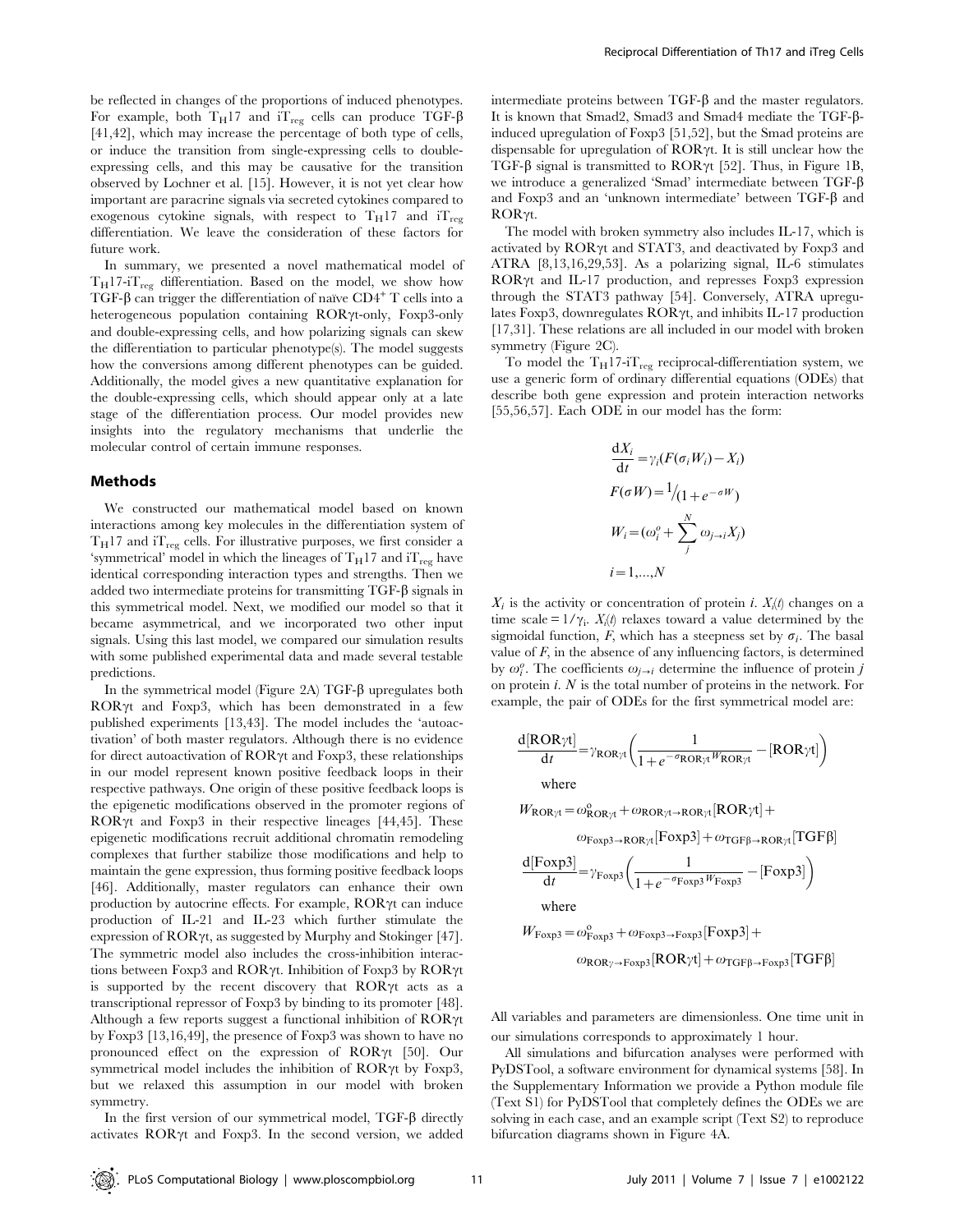be reflected in changes of the proportions of induced phenotypes. For example, both $T_H17$ and $iT_{reg}$ cells can produce TGF-β [41,42], which may increase the percentage of both type of cells, or induce the transition from single-expressing cells to double-expressing cells, and this may be causative for the transition observed by Lochner et al. [15]. However, it is not yet clear how important are paracrine signals via secreted cytokines compared to exogenous cytokine signals, with respect to $T_H17$ and $iT_{reg}$ differentiation. We leave the consideration of these factors for future work.

In summary, we presented a novel mathematical model of $T_H17$-$iT_{reg}$ differentiation. Based on the model, we show how TGF-β can trigger the differentiation of naïve $CD4^+$ T cells into a heterogeneous population containing RORγt-only, Foxp3-only and double-expressing cells, and how polarizing signals can skew the differentiation to particular phenotype(s). The model suggests how the conversions among different phenotypes can be guided. Additionally, the model gives a new quantitative explanation for the double-expressing cells, which should appear only at a late stage of the differentiation process. Our model provides new insights into the regulatory mechanisms that underlie the molecular control of certain immune responses.

## Methods

We constructed our mathematical model based on known interactions among key molecules in the differentiation system of $T_H17$ and $iT_{reg}$ cells. For illustrative purposes, we first consider a 'symmetrical' model in which the lineages of $T_H17$ and $iT_{reg}$ have identical corresponding interaction types and strengths. Then we added two intermediate proteins for transmitting TGF-β signals in this symmetrical model. Next, we modified our model so that it became asymmetrical, and we incorporated two other input signals. Using this last model, we compared our simulation results with some published experimental data and made several testable predictions.

In the symmetrical model (Figure 2A) TGF-β upregulates both RORγt and Foxp3, which has been demonstrated in a few published experiments [13,43]. The model includes the 'autoactivation' of both master regulators. Although there is no evidence for direct autoactivation of RORγt and Foxp3, these relationships in our model represent known positive feedback loops in their respective pathways. One origin of these positive feedback loops is the epigenetic modifications observed in the promoter regions of RORγt and Foxp3 in their respective lineages [44,45]. These epigenetic modifications recruit additional chromatin remodeling complexes that further stabilize those modifications and help to maintain the gene expression, thus forming positive feedback loops [46]. Additionally, master regulators can enhance their own production by autocrine effects. For example, RORγt can induce production of IL-21 and IL-23 which further stimulate the expression of RORγt, as suggested by Murphy and Stokinger [47]. The symmetric model also includes the cross-inhibition interactions between Foxp3 and RORγt. Inhibition of Foxp3 by RORγt is supported by the recent discovery that RORγt acts as a transcriptional repressor of Foxp3 by binding to its promoter [48]. Although a few reports suggest a functional inhibition of RORγt by Foxp3 [13,16,49], the presence of Foxp3 was shown to have no pronounced effect on the expression of RORγt [50]. Our symmetrical model includes the inhibition of RORγt by Foxp3, but we relaxed this assumption in our model with broken symmetry.

In the first version of our symmetrical model, TGF-β directly activates RORγt and Foxp3. In the second version, we added intermediate proteins between TGF-β and the master regulators. It is known that Smad2, Smad3 and Smad4 mediate the TGF-β-induced upregulation of Foxp3 [51,52], but the Smad proteins are dispensable for upregulation of RORγt. It is still unclear how the TGF-β signal is transmitted to RORγt [52]. Thus, in Figure 1B, we introduce a generalized 'Smad' intermediate between TGF-β and Foxp3 and an 'unknown intermediate' between TGF-β and RORγt.

The model with broken symmetry also includes IL-17, which is activated by RORγt and STAT3, and deactivated by Foxp3 and ATRA [8,13,16,29,53]. As a polarizing signal, IL-6 stimulates RORγt and IL-17 production, and represses Foxp3 expression through the STAT3 pathway [54]. Conversely, ATRA upregulates Foxp3, downregulates RORγt, and inhibits IL-17 production [17,31]. These relations are all included in our model with broken symmetry (Figure 2C).

To model the $T_H17$-$iT_{reg}$ reciprocal-differentiation system, we use a generic form of ordinary differential equations (ODEs) that describe both gene expression and protein interaction networks [55,56,57]. Each ODE in our model has the form:

$$\frac{dX_i}{dt} = \gamma_i (F(\sigma_i W_i) - X_i)$$

$$F(\sigma W) = 1/(1 + e^{-\sigma W})$$

$$W_i = (\omega_i^o + \sum_j^N \omega_{j \to i} X_j)$$

$$i = 1, \ldots, N$$

$X_i$ is the activity or concentration of protein $i$. $X_i(t)$ changes on a time scale $= 1/\gamma_i$. $X_i(t)$ relaxes toward a value determined by the sigmoidal function, $F$, which has a steepness set by $\sigma_i$. The basal value of $F$, in the absence of any influencing factors, is determined by $\omega_i^o$. The coefficients $\omega_{j \to i}$ determine the influence of protein $j$ on protein $i$. $N$ is the total number of proteins in the network. For example, the pair of ODEs for the first symmetrical model are:

$$\frac{d[\text{ROR}\gamma\text{t}]}{dt} = \gamma_{\text{ROR}\gamma\text{t}} \left( \frac{1}{1 + e^{-\sigma_{\text{ROR}\gamma\text{t}} W_{\text{ROR}\gamma\text{t}}}} - [\text{ROR}\gamma\text{t}] \right)$$

where

$$W_{\text{ROR}\gamma\text{t}} = \omega^o_{\text{ROR}\gamma\text{t}} + \omega_{\text{ROR}\gamma\text{t} \to \text{ROR}\gamma\text{t}}[\text{ROR}\gamma\text{t}] + \omega_{\text{Foxp3} \to \text{ROR}\gamma\text{t}}[\text{Foxp3}] + \omega_{\text{TGF}\beta \to \text{ROR}\gamma\text{t}}[\text{TGF}\beta]$$

$$\frac{d[\text{Foxp3}]}{dt} = \gamma_{\text{Foxp3}} \left( \frac{1}{1 + e^{-\sigma_{\text{Foxp3}} W_{\text{Foxp3}}}} - [\text{Foxp3}] \right)$$

where

$$W_{\text{Foxp3}} = \omega^o_{\text{Foxp3}} + \omega_{\text{Foxp3} \to \text{Foxp3}}[\text{Foxp3}] + \omega_{\text{ROR}\gamma \to \text{Foxp3}}[\text{ROR}\gamma\text{t}] + \omega_{\text{TGF}\beta \to \text{Foxp3}}[\text{TGF}\beta]$$

All variables and parameters are dimensionless. One time unit in our simulations corresponds to approximately 1 hour.

All simulations and bifurcation analyses were performed with PyDSTool, a software environment for dynamical systems [58]. In the Supplementary Information we provide a Python module file (Text S1) for PyDSTool that completely defines the ODEs we are solving in each case, and an example script (Text S2) to reproduce bifurcation diagrams shown in Figure 4A.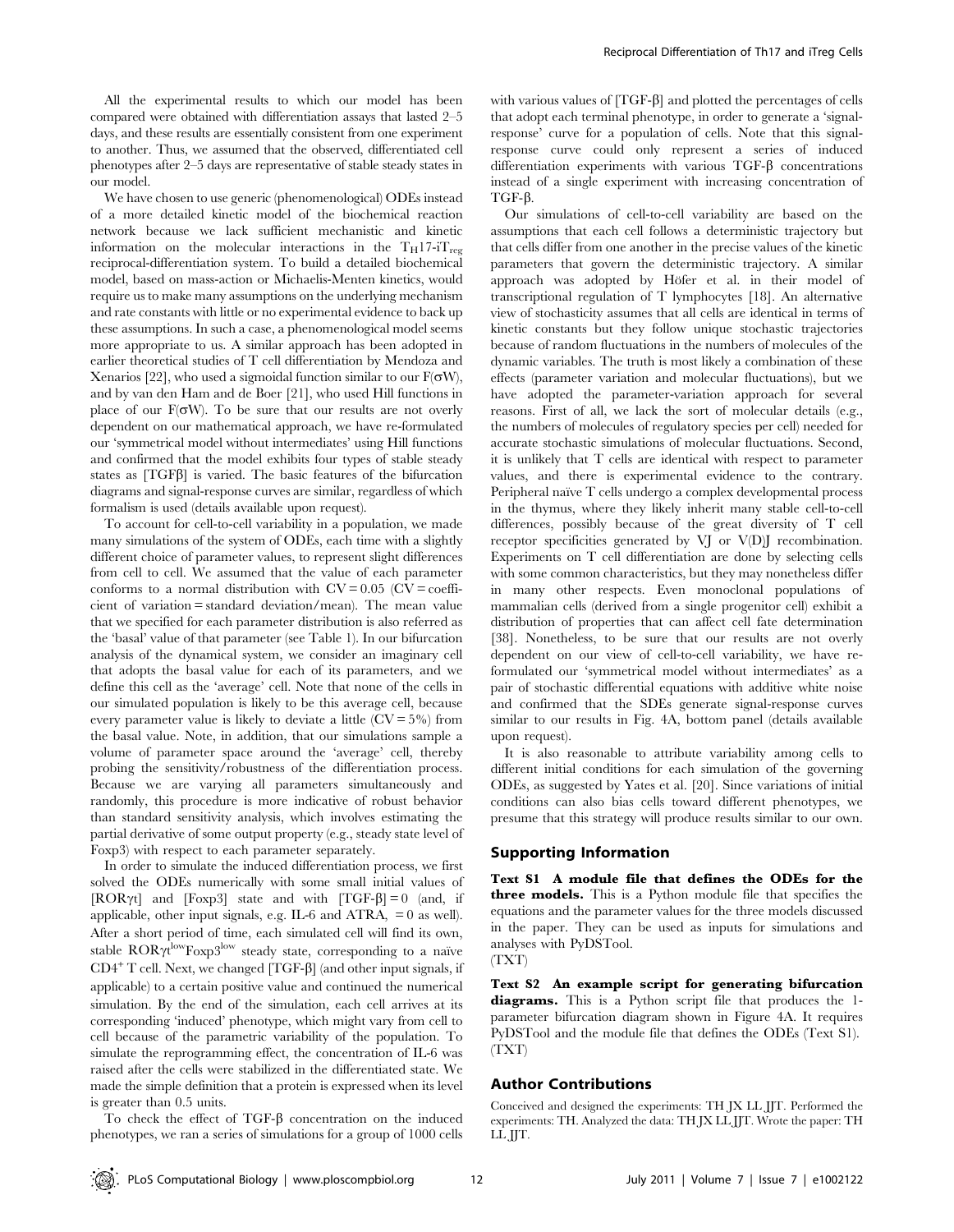All the experimental results to which our model has been compared were obtained with differentiation assays that lasted 2–5 days, and these results are essentially consistent from one experiment to another. Thus, we assumed that the observed, differentiated cell phenotypes after 2–5 days are representative of stable steady states in our model.

We have chosen to use generic (phenomenological) ODEs instead of a more detailed kinetic model of the biochemical reaction network because we lack sufficient mechanistic and kinetic information on the molecular interactions in the $T_H17$-$iT_{reg}$ reciprocal-differentiation system. To build a detailed biochemical model, based on mass-action or Michaelis-Menten kinetics, would require us to make many assumptions on the underlying mechanism and rate constants with little or no experimental evidence to back up these assumptions. In such a case, a phenomenological model seems more appropriate to us. A similar approach has been adopted in earlier theoretical studies of T cell differentiation by Mendoza and Xenarios [22], who used a sigmoidal function similar to our $F(\sigma W)$, and by van den Ham and de Boer [21], who used Hill functions in place of our $F(\sigma W)$. To be sure that our results are not overly dependent on our mathematical approach, we have re-formulated our 'symmetrical model without intermediates' using Hill functions and confirmed that the model exhibits four types of stable steady states as [TGFβ] is varied. The basic features of the bifurcation diagrams and signal-response curves are similar, regardless of which formalism is used (details available upon request).

To account for cell-to-cell variability in a population, we made many simulations of the system of ODEs, each time with a slightly different choice of parameter values, to represent slight differences from cell to cell. We assumed that the value of each parameter conforms to a normal distribution with CV = 0.05 (CV = coefficient of variation = standard deviation/mean). The mean value that we specified for each parameter distribution is also referred as the 'basal' value of that parameter (see Table 1). In our bifurcation analysis of the dynamical system, we consider an imaginary cell that adopts the basal value for each of its parameters, and we define this cell as the 'average' cell. Note that none of the cells in our simulated population is likely to be this average cell, because every parameter value is likely to deviate a little (CV = 5%) from the basal value. Note, in addition, that our simulations sample a volume of parameter space around the 'average' cell, thereby probing the sensitivity/robustness of the differentiation process. Because we are varying all parameters simultaneously and randomly, this procedure is more indicative of robust behavior than standard sensitivity analysis, which involves estimating the partial derivative of some output property (e.g., steady state level of Foxp3) with respect to each parameter separately.

In order to simulate the induced differentiation process, we first solved the ODEs numerically with some small initial values of [RORγt] and [Foxp3] state and with [TGF-β] = 0 (and, if applicable, other input signals, e.g. IL-6 and ATRA, = 0 as well). After a short period of time, each simulated cell will find its own, stable $\text{ROR}\gamma\text{t}^{\text{low}}\text{Foxp3}^{\text{low}}$ steady state, corresponding to a naïve $\text{CD4}^{+}$ T cell. Next, we changed [TGF-β] (and other input signals, if applicable) to a certain positive value and continued the numerical simulation. By the end of the simulation, each cell arrives at its corresponding 'induced' phenotype, which might vary from cell to cell because of the parametric variability of the population. To simulate the reprogramming effect, the concentration of IL-6 was raised after the cells were stabilized in the differentiated state. We made the simple definition that a protein is expressed when its level is greater than 0.5 units.

To check the effect of TGF-β concentration on the induced phenotypes, we ran a series of simulations for a group of 1000 cells with various values of [TGF-β] and plotted the percentages of cells that adopt each terminal phenotype, in order to generate a 'signal-response' curve for a population of cells. Note that this signal-response curve could only represent a series of induced differentiation experiments with various TGF-β concentrations instead of a single experiment with increasing concentration of TGF-β.

Our simulations of cell-to-cell variability are based on the assumptions that each cell follows a deterministic trajectory but that cells differ from one another in the precise values of the kinetic parameters that govern the deterministic trajectory. A similar approach was adopted by Höfer et al. in their model of transcriptional regulation of T lymphocytes [18]. An alternative view of stochasticity assumes that all cells are identical in terms of kinetic constants but they follow unique stochastic trajectories because of random fluctuations in the numbers of molecules of the dynamic variables. The truth is most likely a combination of these effects (parameter variation and molecular fluctuations), but we have adopted the parameter-variation approach for several reasons. First of all, we lack the sort of molecular details (e.g., the numbers of molecules of regulatory species per cell) needed for accurate stochastic simulations of molecular fluctuations. Second, it is unlikely that T cells are identical with respect to parameter values, and there is experimental evidence to the contrary. Peripheral naïve T cells undergo a complex developmental process in the thymus, where they likely inherit many stable cell-to-cell differences, possibly because of the great diversity of T cell receptor specificities generated by VJ or V(D)J recombination. Experiments on T cell differentiation are done by selecting cells with some common characteristics, but they may nonetheless differ in many other respects. Even monoclonal populations of mammalian cells (derived from a single progenitor cell) exhibit a distribution of properties that can affect cell fate determination [38]. Nonetheless, to be sure that our results are not overly dependent on our view of cell-to-cell variability, we have re-formulated our 'symmetrical model without intermediates' as a pair of stochastic differential equations with additive white noise and confirmed that the SDEs generate signal-response curves similar to our results in Fig. 4A, bottom panel (details available upon request).

It is also reasonable to attribute variability among cells to different initial conditions for each simulation of the governing ODEs, as suggested by Yates et al. [20]. Since variations of initial conditions can also bias cells toward different phenotypes, we presume that this strategy will produce results similar to our own.

## Supporting Information

**Text S1 A module file that defines the ODEs for the three models.** This is a Python module file that specifies the equations and the parameter values for the three models discussed in the paper. They can be used as inputs for simulations and analyses with PyDSTool.
(TXT)

**Text S2 An example script for generating bifurcation diagrams.** This is a Python script file that produces the 1-parameter bifurcation diagram shown in Figure 4A. It requires PyDSTool and the module file that defines the ODEs (Text S1).
(TXT)

## Author Contributions

Conceived and designed the experiments: TH JX LL JJT. Performed the experiments: TH. Analyzed the data: TH JX LL JJT. Wrote the paper: TH LL JJT.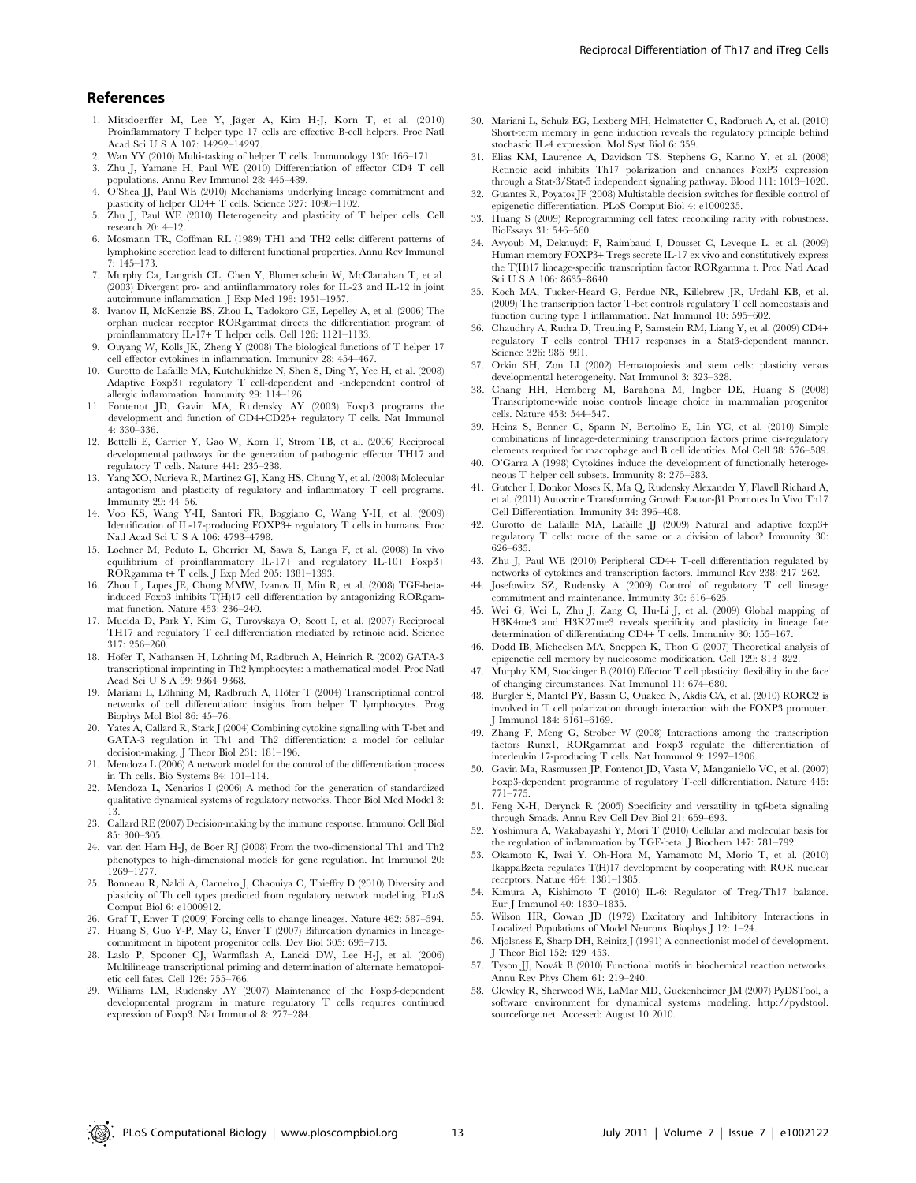## References

1. Mitsdoerffer M, Lee Y, Jäger A, Kim H-J, Korn T, et al. (2010) Proinflammatory T helper type 17 cells are effective B-cell helpers. Proc Natl Acad Sci U S A 107: 14292–14297.
2. Wan YY (2010) Multi-tasking of helper T cells. Immunology 130: 166–171.
3. Zhu J, Yamane H, Paul WE (2010) Differentiation of effector CD4 T cell populations. Annu Rev Immunol 28: 445–489.
4. O'Shea JJ, Paul WE (2010) Mechanisms underlying lineage commitment and plasticity of helper CD4+ T cells. Science 327: 1098–1102.
5. Zhu J, Paul WE (2010) Heterogeneity and plasticity of T helper cells. Cell research 20: 4–12.
6. Mosmann TR, Coffman RL (1989) TH1 and TH2 cells: different patterns of lymphokine secretion lead to different functional properties. Annu Rev Immunol 7: 145–173.
7. Murphy Ca, Langrish CL, Chen Y, Blumenschein W, McClanahan T, et al. (2003) Divergent pro- and antiinflammatory roles for IL-23 and IL-12 in joint autoimmune inflammation. J Exp Med 198: 1951–1957.
8. Ivanov II, McKenzie BS, Zhou L, Tadokoro CE, Lepelley A, et al. (2006) The orphan nuclear receptor RORgammat directs the differentiation program of proinflammatory IL-17+ T helper cells. Cell 126: 1121–1133.
9. Ouyang W, Kolls JK, Zheng Y (2008) The biological functions of T helper 17 cell effector cytokines in inflammation. Immunity 28: 454–467.
10. Curotto de Lafaille MA, Kutchukhidze N, Shen S, Ding Y, Yee H, et al. (2008) Adaptive Foxp3+ regulatory T cell-dependent and -independent control of allergic inflammation. Immunity 29: 114–126.
11. Fontenot JD, Gavin MA, Rudensky AY (2003) Foxp3 programs the development and function of CD4+CD25+ regulatory T cells. Nat Immunol 4: 330–336.
12. Bettelli E, Carrier Y, Gao W, Korn T, Strom TB, et al. (2006) Reciprocal developmental pathways for the generation of pathogenic effector TH17 and regulatory T cells. Nature 441: 235–238.
13. Yang XO, Nurieva R, Martinez GJ, Kang HS, Chung Y, et al. (2008) Molecular antagonism and plasticity of regulatory and inflammatory T cell programs. Immunity 29: 44–56.
14. Voo KS, Wang Y-H, Santori FR, Boggiano C, Wang Y-H, et al. (2009) Identification of IL-17-producing FOXP3+ regulatory T cells in humans. Proc Natl Acad Sci U S A 106: 4793–4798.
15. Lochner M, Peduto L, Cherrier M, Sawa S, Langa F, et al. (2008) In vivo equilibrium of proinflammatory IL-17+ and regulatory IL-10+ Foxp3+ RORgamma t+ T cells. J Exp Med 205: 1381–1393.
16. Zhou L, Lopes JE, Chong MMW, Ivanov II, Min R, et al. (2008) TGF-beta-induced Foxp3 inhibits T(H)17 cell differentiation by antagonizing RORgammat function. Nature 453: 236–240.
17. Mucida D, Park Y, Kim G, Turovskaya O, Scott I, et al. (2007) Reciprocal TH17 and regulatory T cell differentiation mediated by retinoic acid. Science 317: 256–260.
18. Höfer T, Nathansen H, Löhning M, Radbruch A, Heinrich R (2002) GATA-3 transcriptional imprinting in Th2 lymphocytes: a mathematical model. Proc Natl Acad Sci U S A 99: 9364–9368.
19. Mariani L, Löhning M, Radbruch A, Höfer T (2004) Transcriptional control networks of cell differentiation: insights from helper T lymphocytes. Prog Biophys Mol Biol 86: 45–76.
20. Yates A, Callard R, Stark J (2004) Combining cytokine signalling with T-bet and GATA-3 regulation in Th1 and Th2 differentiation: a model for cellular decision-making. J Theor Biol 231: 181–196.
21. Mendoza L (2006) A network model for the control of the differentiation process in Th cells. Bio Systems 84: 101–114.
22. Mendoza L, Xenarios I (2006) A method for the generation of standardized qualitative dynamical systems of regulatory networks. Theor Biol Med Model 3: 13.
23. Callard RE (2007) Decision-making by the immune response. Immunol Cell Biol 85: 300–305.
24. van den Ham H-J, de Boer RJ (2008) From the two-dimensional Th1 and Th2 phenotypes to high-dimensional models for gene regulation. Int Immunol 20: 1269–1277.
25. Bonneau R, Naldi A, Carneiro J, Chaouiya C, Thieffry D (2010) Diversity and plasticity of Th cell types predicted from regulatory network modelling. PLoS Comput Biol 6: e1000912.
26. Graf T, Enver T (2009) Forcing cells to change lineages. Nature 462: 587–594.
27. Huang S, Guo Y-P, May G, Enver T (2007) Bifurcation dynamics in lineage-commitment in bipotent progenitor cells. Dev Biol 305: 695–713.
28. Laslo P, Spooner CJ, Warmflash A, Lancki DW, Lee H-J, et al. (2006) Multilineage transcriptional priming and determination of alternate hematopoietic cell fates. Cell 126: 755–766.
29. Williams LM, Rudensky AY (2007) Maintenance of the Foxp3-dependent developmental program in mature regulatory T cells requires continued expression of Foxp3. Nat Immunol 8: 277–284.
30. Mariani L, Schulz EG, Lexberg MH, Helmstetter C, Radbruch A, et al. (2010) Short-term memory in gene induction reveals the regulatory principle behind stochastic IL-4 expression. Mol Syst Biol 6: 359.
31. Elias KM, Laurence A, Davidson TS, Stephens G, Kanno Y, et al. (2008) Retinoic acid inhibits Th17 polarization and enhances FoxP3 expression through a Stat-3/Stat-5 independent signaling pathway. Blood 111: 1013–1020.
32. Guantes R, Poyatos JF (2008) Multistable decision switches for flexible control of epigenetic differentiation. PLoS Comput Biol 4: e1000235.
33. Huang S (2009) Reprogramming cell fates: reconciling rarity with robustness. BioEssays 31: 546–560.
34. Ayyoub M, Deknuydt F, Raimbaud I, Dousset C, Leveque L, et al. (2009) Human memory FOXP3+ Tregs secrete IL-17 ex vivo and constitutively express the T(H)17 lineage-specific transcription factor RORgamma t. Proc Natl Acad Sci U S A 106: 8635–8640.
35. Koch MA, Tucker-Heard G, Perdue NR, Killebrew JR, Urdahl KB, et al. (2009) The transcription factor T-bet controls regulatory T cell homeostasis and function during type 1 inflammation. Nat Immunol 10: 595–602.
36. Chaudhry A, Rudra D, Treuting P, Samstein RM, Liang Y, et al. (2009) CD4+ regulatory T cells control TH17 responses in a Stat3-dependent manner. Science 326: 986–991.
37. Orkin SH, Zon LI (2002) Hematopoiesis and stem cells: plasticity versus developmental heterogeneity. Nat Immunol 3: 323–328.
38. Chang HH, Hemberg M, Barahona M, Ingber DE, Huang S (2008) Transcriptome-wide noise controls lineage choice in mammalian progenitor cells. Nature 453: 544–547.
39. Heinz S, Benner C, Spann N, Bertolino E, Lin YC, et al. (2010) Simple combinations of lineage-determining transcription factors prime cis-regulatory elements required for macrophage and B cell identities. Mol Cell 38: 576–589.
40. O'Garra A (1998) Cytokines induce the development of functionally heterogeneous T helper cell subsets. Immunity 8: 275–283.
41. Gutcher I, Donkor Moses K, Ma Q, Rudensky Alexander Y, Flavell Richard A, et al. (2011) Autocrine Transforming Growth Factor-β1 Promotes In Vivo Th17 Cell Differentiation. Immunity 34: 396–408.
42. Curotto de Lafaille MA, Lafaille JJ (2009) Natural and adaptive foxp3+ regulatory T cells: more of the same or a division of labor? Immunity 30: 626–635.
43. Zhu J, Paul WE (2010) Peripheral CD4+ T-cell differentiation regulated by networks of cytokines and transcription factors. Immunol Rev 238: 247–262.
44. Josefowicz SZ, Rudensky A (2009) Control of regulatory T cell lineage commitment and maintenance. Immunity 30: 616–625.
45. Wei G, Wei L, Zhu J, Zang C, Hu-Li J, et al. (2009) Global mapping of H3K4me3 and H3K27me3 reveals specificity and plasticity in lineage fate determination of differentiating CD4+ T cells. Immunity 30: 155–167.
46. Dodd IB, Micheelsen MA, Sneppen K, Thon G (2007) Theoretical analysis of epigenetic cell memory by nucleosome modification. Cell 129: 813–822.
47. Murphy KM, Stockinger B (2010) Effector T cell plasticity: flexibility in the face of changing circumstances. Nat Immunol 11: 674–680.
48. Burgler S, Mantel PY, Bassin C, Ouaked N, Akdis CA, et al. (2010) RORC2 is involved in T cell polarization through interaction with the FOXP3 promoter. J Immunol 184: 6161–6169.
49. Zhang F, Meng G, Strober W (2008) Interactions among the transcription factors Runx1, RORgammat and Foxp3 regulate the differentiation of interleukin 17-producing T cells. Nat Immunol 9: 1297–1306.
50. Gavin Ma, Rasmussen JP, Fontenot JD, Vasta V, Manganiello VC, et al. (2007) Foxp3-dependent programme of regulatory T-cell differentiation. Nature 445: 771–775.
51. Feng X-H, Derynck R (2005) Specificity and versatility in tgf-beta signaling through Smads. Annu Rev Cell Dev Biol 21: 659–693.
52. Yoshimura A, Wakabayashi Y, Mori T (2010) Cellular and molecular basis for the regulation of inflammation by TGF-beta. J Biochem 147: 781–792.
53. Okamoto K, Iwai Y, Oh-Hora M, Yamamoto M, Morio T, et al. (2010) IkappaBzeta regulates T(H)17 development by cooperating with ROR nuclear receptors. Nature 464: 1381–1385.
54. Kimura A, Kishimoto T (2010) IL-6: Regulator of Treg/Th17 balance. Eur J Immunol 40: 1830–1835.
55. Wilson HR, Cowan JD (1972) Excitatory and Inhibitory Interactions in Localized Populations of Model Neurons. Biophys J 12: 1–24.
56. Mjolsness E, Sharp DH, Reinitz J (1991) A connectionist model of development. J Theor Biol 152: 429–453.
57. Tyson JJ, Novák B (2010) Functional motifs in biochemical reaction networks. Annu Rev Phys Chem 61: 219–240.
58. Clewley R, Sherwood WE, LaMar MD, Guckenheimer JM (2007) PyDSTool, a software environment for dynamical systems modeling. http://pydstool.sourceforge.net. Accessed: August 10 2010.